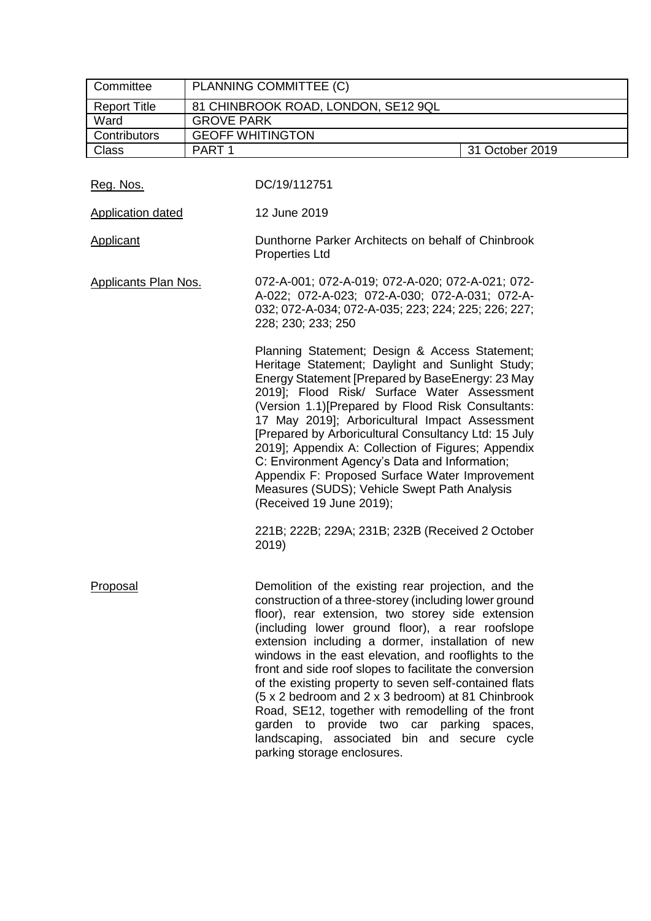| Committee | PLANNING COMMITTEE (C) | |
|---|---|---|
| Report Title | 81 CHINBROOK ROAD, LONDON, SE12 9QL | |
| Ward | GROVE PARK | |
| Contributors | GEOFF WHITINGTON | |
| Class | PART 1 | 31 October 2019 |

<u>Reg. Nos.</u> DC/19/112751

<u>Application dated</u> 12 June 2019

<u>Applicant</u> Dunthorne Parker Architects on behalf of Chinbrook Properties Ltd

<u>Applicants Plan Nos.</u> 072-A-001; 072-A-019; 072-A-020; 072-A-021; 072-A-022; 072-A-023; 072-A-030; 072-A-031; 072-A-032; 072-A-034; 072-A-035; 223; 224; 225; 226; 227; 228; 230; 233; 250

Planning Statement; Design & Access Statement; Heritage Statement; Daylight and Sunlight Study; Energy Statement [Prepared by BaseEnergy: 23 May 2019]; Flood Risk/ Surface Water Assessment (Version 1.1)[Prepared by Flood Risk Consultants: 17 May 2019]; Arboricultural Impact Assessment [Prepared by Arboricultural Consultancy Ltd: 15 July 2019]; Appendix A: Collection of Figures; Appendix C: Environment Agency's Data and Information; Appendix F: Proposed Surface Water Improvement Measures (SUDS); Vehicle Swept Path Analysis (Received 19 June 2019);

221B; 222B; 229A; 231B; 232B (Received 2 October 2019)

<u>Proposal</u> Demolition of the existing rear projection, and the construction of a three-storey (including lower ground floor), rear extension, two storey side extension (including lower ground floor), a rear roofslope extension including a dormer, installation of new windows in the east elevation, and rooflights to the front and side roof slopes to facilitate the conversion of the existing property to seven self-contained flats (5 x 2 bedroom and 2 x 3 bedroom) at 81 Chinbrook Road, SE12, together with remodelling of the front garden to provide two car parking spaces, landscaping, associated bin and secure cycle parking storage enclosures.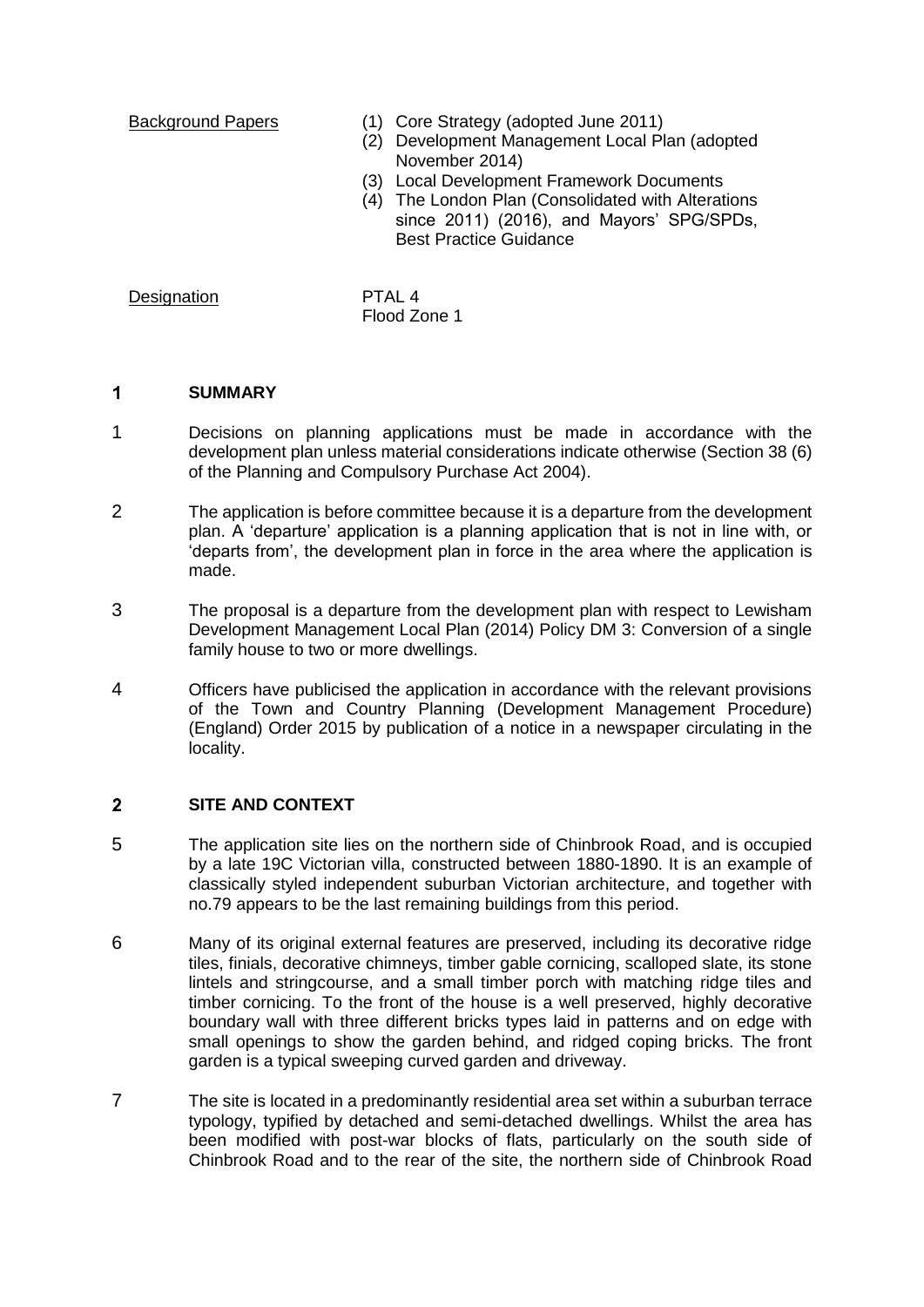| | |
|---|---|
| Background Papers | (1) Core Strategy (adopted June 2011)<br>(2) Development Management Local Plan (adopted November 2014)<br>(3) Local Development Framework Documents<br>(4) The London Plan (Consolidated with Alterations since 2011) (2016), and Mayors' SPG/SPDs, Best Practice Guidance |
| Designation | PTAL 4<br>Flood Zone 1 |

## 1 SUMMARY

1 Decisions on planning applications must be made in accordance with the development plan unless material considerations indicate otherwise (Section 38 (6) of the Planning and Compulsory Purchase Act 2004).

2 The application is before committee because it is a departure from the development plan. A 'departure' application is a planning application that is not in line with, or 'departs from', the development plan in force in the area where the application is made.

3 The proposal is a departure from the development plan with respect to Lewisham Development Management Local Plan (2014) Policy DM 3: Conversion of a single family house to two or more dwellings.

4 Officers have publicised the application in accordance with the relevant provisions of the Town and Country Planning (Development Management Procedure) (England) Order 2015 by publication of a notice in a newspaper circulating in the locality.

## 2 SITE AND CONTEXT

5 The application site lies on the northern side of Chinbrook Road, and is occupied by a late 19C Victorian villa, constructed between 1880-1890. It is an example of classically styled independent suburban Victorian architecture, and together with no.79 appears to be the last remaining buildings from this period.

6 Many of its original external features are preserved, including its decorative ridge tiles, finials, decorative chimneys, timber gable cornicing, scalloped slate, its stone lintels and stringcourse, and a small timber porch with matching ridge tiles and timber cornicing. To the front of the house is a well preserved, highly decorative boundary wall with three different bricks types laid in patterns and on edge with small openings to show the garden behind, and ridged coping bricks. The front garden is a typical sweeping curved garden and driveway.

7 The site is located in a predominantly residential area set within a suburban terrace typology, typified by detached and semi-detached dwellings. Whilst the area has been modified with post-war blocks of flats, particularly on the south side of Chinbrook Road and to the rear of the site, the northern side of Chinbrook Road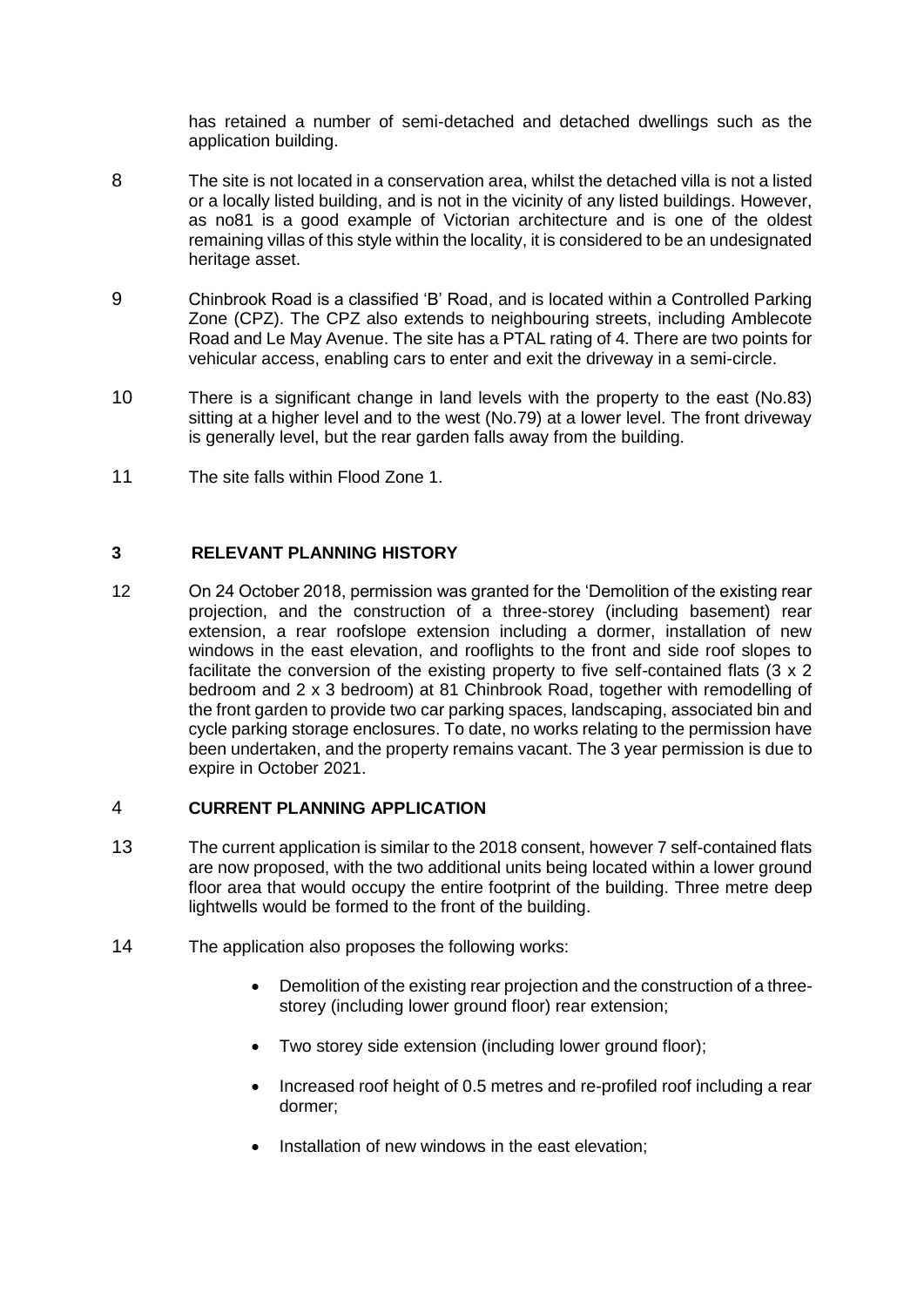has retained a number of semi-detached and detached dwellings such as the application building.

8 The site is not located in a conservation area, whilst the detached villa is not a listed or a locally listed building, and is not in the vicinity of any listed buildings. However, as no81 is a good example of Victorian architecture and is one of the oldest remaining villas of this style within the locality, it is considered to be an undesignated heritage asset.

9 Chinbrook Road is a classified 'B' Road, and is located within a Controlled Parking Zone (CPZ). The CPZ also extends to neighbouring streets, including Amblecote Road and Le May Avenue. The site has a PTAL rating of 4. There are two points for vehicular access, enabling cars to enter and exit the driveway in a semi-circle.

10 There is a significant change in land levels with the property to the east (No.83) sitting at a higher level and to the west (No.79) at a lower level. The front driveway is generally level, but the rear garden falls away from the building.

11 The site falls within Flood Zone 1.

## 3 RELEVANT PLANNING HISTORY

12 On 24 October 2018, permission was granted for the 'Demolition of the existing rear projection, and the construction of a three-storey (including basement) rear extension, a rear roofslope extension including a dormer, installation of new windows in the east elevation, and rooflights to the front and side roof slopes to facilitate the conversion of the existing property to five self-contained flats (3 x 2 bedroom and 2 x 3 bedroom) at 81 Chinbrook Road, together with remodelling of the front garden to provide two car parking spaces, landscaping, associated bin and cycle parking storage enclosures. To date, no works relating to the permission have been undertaken, and the property remains vacant. The 3 year permission is due to expire in October 2021.

## 4 CURRENT PLANNING APPLICATION

13 The current application is similar to the 2018 consent, however 7 self-contained flats are now proposed, with the two additional units being located within a lower ground floor area that would occupy the entire footprint of the building. Three metre deep lightwells would be formed to the front of the building.

14 The application also proposes the following works:

- Demolition of the existing rear projection and the construction of a three-storey (including lower ground floor) rear extension;
- Two storey side extension (including lower ground floor);
- Increased roof height of 0.5 metres and re-profiled roof including a rear dormer;
- Installation of new windows in the east elevation;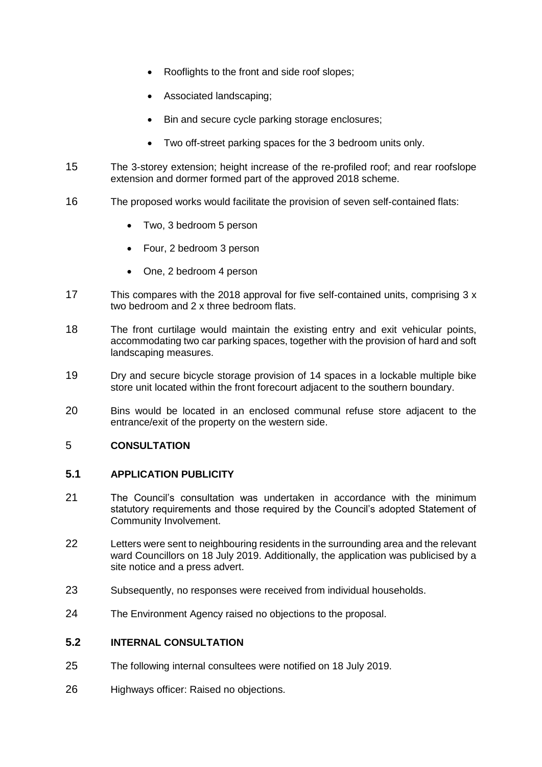- Rooflights to the front and side roof slopes;
- Associated landscaping;
- Bin and secure cycle parking storage enclosures;
- Two off-street parking spaces for the 3 bedroom units only.

15 The 3-storey extension; height increase of the re-profiled roof; and rear roofslope extension and dormer formed part of the approved 2018 scheme.

16 The proposed works would facilitate the provision of seven self-contained flats:

- Two, 3 bedroom 5 person
- Four, 2 bedroom 3 person
- One, 2 bedroom 4 person

17 This compares with the 2018 approval for five self-contained units, comprising 3 x two bedroom and 2 x three bedroom flats.

18 The front curtilage would maintain the existing entry and exit vehicular points, accommodating two car parking spaces, together with the provision of hard and soft landscaping measures.

19 Dry and secure bicycle storage provision of 14 spaces in a lockable multiple bike store unit located within the front forecourt adjacent to the southern boundary.

20 Bins would be located in an enclosed communal refuse store adjacent to the entrance/exit of the property on the western side.

## 5 CONSULTATION

### 5.1 APPLICATION PUBLICITY

21 The Council's consultation was undertaken in accordance with the minimum statutory requirements and those required by the Council's adopted Statement of Community Involvement.

22 Letters were sent to neighbouring residents in the surrounding area and the relevant ward Councillors on 18 July 2019. Additionally, the application was publicised by a site notice and a press advert.

23 Subsequently, no responses were received from individual households.

24 The Environment Agency raised no objections to the proposal.

### 5.2 INTERNAL CONSULTATION

25 The following internal consultees were notified on 18 July 2019.

26 Highways officer: Raised no objections.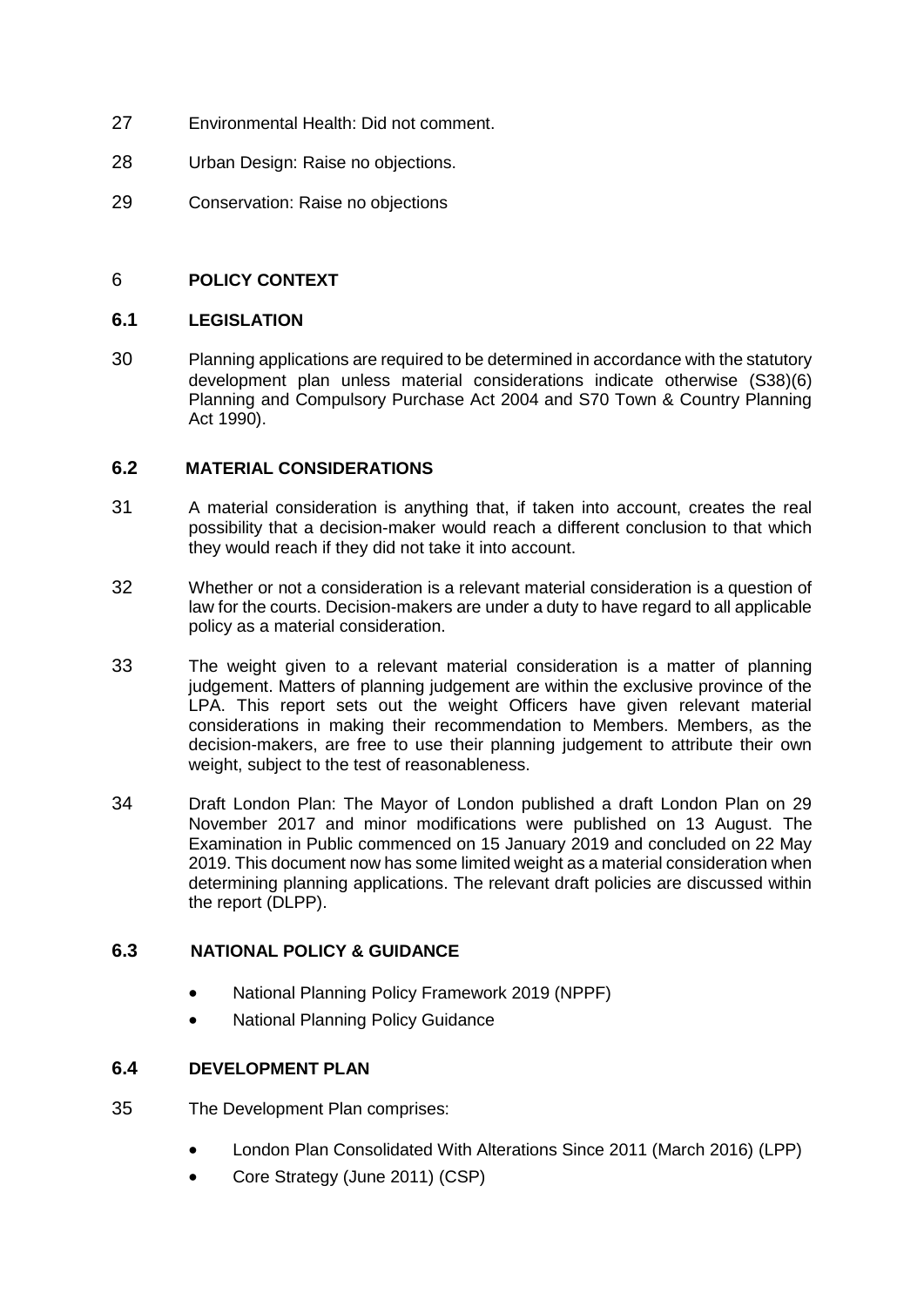27 Environmental Health: Did not comment.

28 Urban Design: Raise no objections.

29 Conservation: Raise no objections

## 6 POLICY CONTEXT

### 6.1 LEGISLATION

30 Planning applications are required to be determined in accordance with the statutory development plan unless material considerations indicate otherwise (S38)(6) Planning and Compulsory Purchase Act 2004 and S70 Town & Country Planning Act 1990).

### 6.2 MATERIAL CONSIDERATIONS

31 A material consideration is anything that, if taken into account, creates the real possibility that a decision-maker would reach a different conclusion to that which they would reach if they did not take it into account.

32 Whether or not a consideration is a relevant material consideration is a question of law for the courts. Decision-makers are under a duty to have regard to all applicable policy as a material consideration.

33 The weight given to a relevant material consideration is a matter of planning judgement. Matters of planning judgement are within the exclusive province of the LPA. This report sets out the weight Officers have given relevant material considerations in making their recommendation to Members. Members, as the decision-makers, are free to use their planning judgement to attribute their own weight, subject to the test of reasonableness.

34 Draft London Plan: The Mayor of London published a draft London Plan on 29 November 2017 and minor modifications were published on 13 August. The Examination in Public commenced on 15 January 2019 and concluded on 22 May 2019. This document now has some limited weight as a material consideration when determining planning applications. The relevant draft policies are discussed within the report (DLPP).

### 6.3 NATIONAL POLICY & GUIDANCE

- National Planning Policy Framework 2019 (NPPF)
- National Planning Policy Guidance

### 6.4 DEVELOPMENT PLAN

35 The Development Plan comprises:

- London Plan Consolidated With Alterations Since 2011 (March 2016) (LPP)
- Core Strategy (June 2011) (CSP)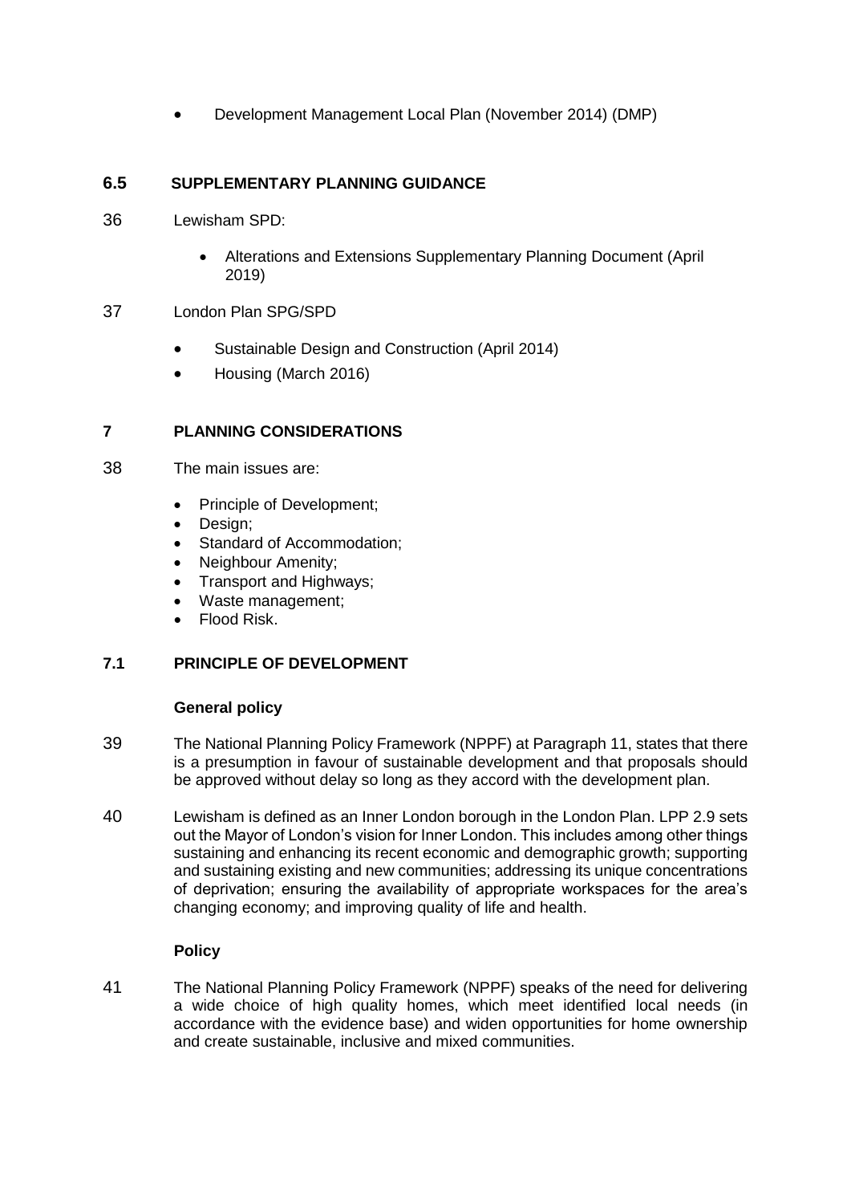- Development Management Local Plan (November 2014) (DMP)

### 6.5 SUPPLEMENTARY PLANNING GUIDANCE

36 Lewisham SPD:

- Alterations and Extensions Supplementary Planning Document (April 2019)

37 London Plan SPG/SPD

- Sustainable Design and Construction (April 2014)
- Housing (March 2016)

## 7 PLANNING CONSIDERATIONS

38 The main issues are:

- Principle of Development;
- Design;
- Standard of Accommodation;
- Neighbour Amenity;
- Transport and Highways;
- Waste management;
- Flood Risk.

### 7.1 PRINCIPLE OF DEVELOPMENT

**General policy**

39 The National Planning Policy Framework (NPPF) at Paragraph 11, states that there is a presumption in favour of sustainable development and that proposals should be approved without delay so long as they accord with the development plan.

40 Lewisham is defined as an Inner London borough in the London Plan. LPP 2.9 sets out the Mayor of London's vision for Inner London. This includes among other things sustaining and enhancing its recent economic and demographic growth; supporting and sustaining existing and new communities; addressing its unique concentrations of deprivation; ensuring the availability of appropriate workspaces for the area's changing economy; and improving quality of life and health.

**Policy**

41 The National Planning Policy Framework (NPPF) speaks of the need for delivering a wide choice of high quality homes, which meet identified local needs (in accordance with the evidence base) and widen opportunities for home ownership and create sustainable, inclusive and mixed communities.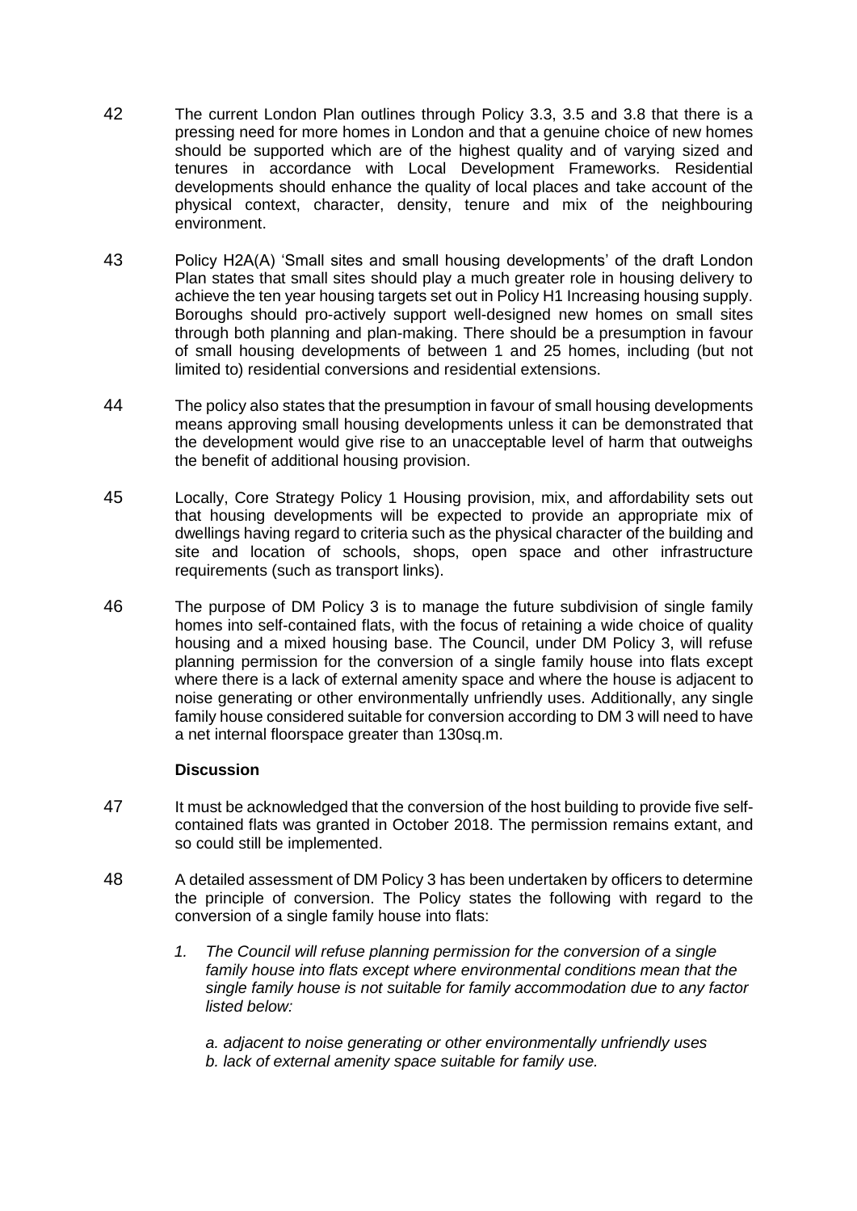42 The current London Plan outlines through Policy 3.3, 3.5 and 3.8 that there is a pressing need for more homes in London and that a genuine choice of new homes should be supported which are of the highest quality and of varying sized and tenures in accordance with Local Development Frameworks. Residential developments should enhance the quality of local places and take account of the physical context, character, density, tenure and mix of the neighbouring environment.

43 Policy H2A(A) 'Small sites and small housing developments' of the draft London Plan states that small sites should play a much greater role in housing delivery to achieve the ten year housing targets set out in Policy H1 Increasing housing supply. Boroughs should pro-actively support well-designed new homes on small sites through both planning and plan-making. There should be a presumption in favour of small housing developments of between 1 and 25 homes, including (but not limited to) residential conversions and residential extensions.

44 The policy also states that the presumption in favour of small housing developments means approving small housing developments unless it can be demonstrated that the development would give rise to an unacceptable level of harm that outweighs the benefit of additional housing provision.

45 Locally, Core Strategy Policy 1 Housing provision, mix, and affordability sets out that housing developments will be expected to provide an appropriate mix of dwellings having regard to criteria such as the physical character of the building and site and location of schools, shops, open space and other infrastructure requirements (such as transport links).

46 The purpose of DM Policy 3 is to manage the future subdivision of single family homes into self-contained flats, with the focus of retaining a wide choice of quality housing and a mixed housing base. The Council, under DM Policy 3, will refuse planning permission for the conversion of a single family house into flats except where there is a lack of external amenity space and where the house is adjacent to noise generating or other environmentally unfriendly uses. Additionally, any single family house considered suitable for conversion according to DM 3 will need to have a net internal floorspace greater than 130sq.m.

**Discussion**

47 It must be acknowledged that the conversion of the host building to provide five self-contained flats was granted in October 2018. The permission remains extant, and so could still be implemented.

48 A detailed assessment of DM Policy 3 has been undertaken by officers to determine the principle of conversion. The Policy states the following with regard to the conversion of a single family house into flats:

1. *The Council will refuse planning permission for the conversion of a single family house into flats except where environmental conditions mean that the single family house is not suitable for family accommodation due to any factor listed below:*

   *a. adjacent to noise generating or other environmentally unfriendly uses*
   *b. lack of external amenity space suitable for family use.*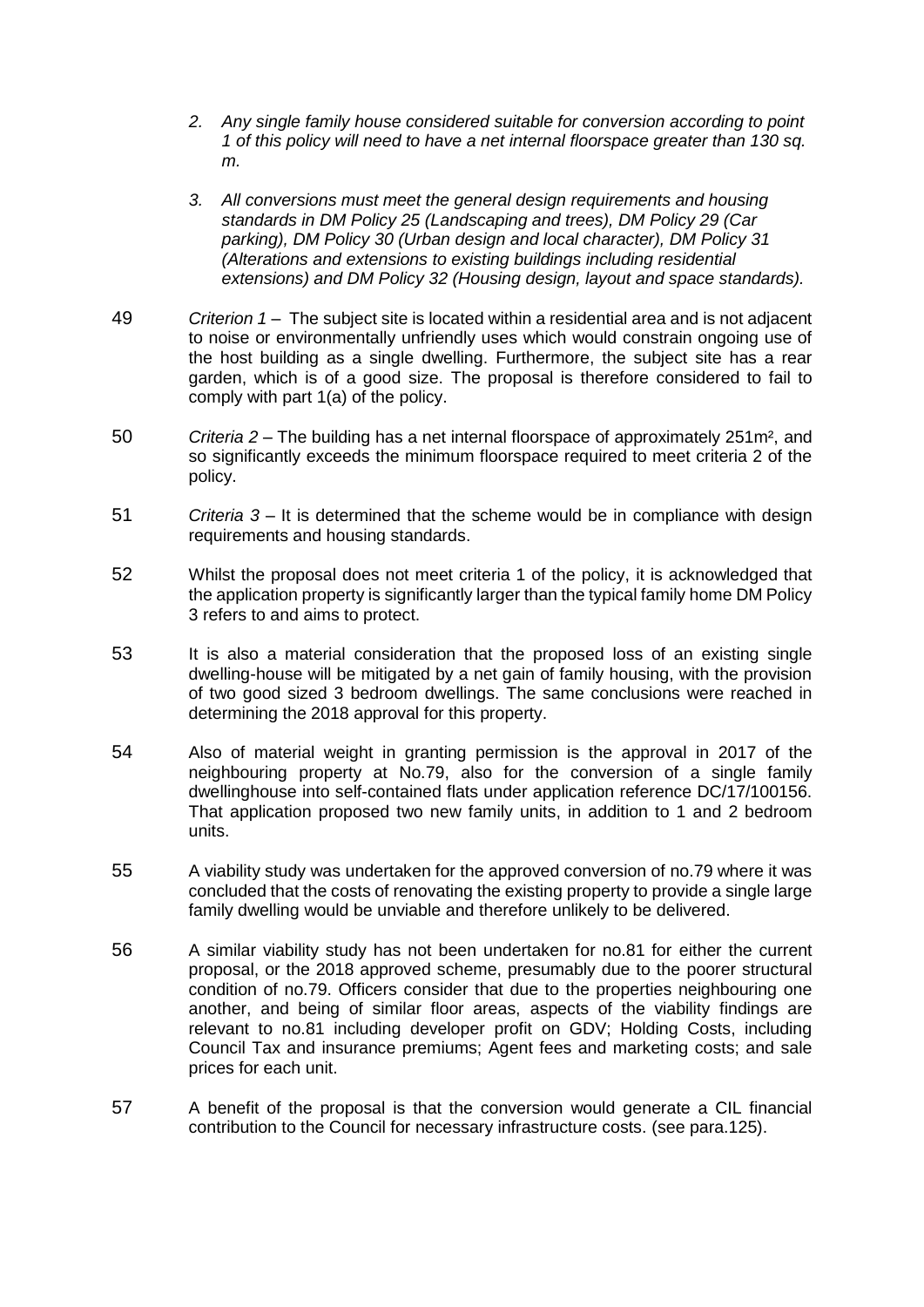*2. Any single family house considered suitable for conversion according to point 1 of this policy will need to have a net internal floorspace greater than 130 sq. m.*

*3. All conversions must meet the general design requirements and housing standards in DM Policy 25 (Landscaping and trees), DM Policy 29 (Car parking), DM Policy 30 (Urban design and local character), DM Policy 31 (Alterations and extensions to existing buildings including residential extensions) and DM Policy 32 (Housing design, layout and space standards).*

49 *Criterion 1* – The subject site is located within a residential area and is not adjacent to noise or environmentally unfriendly uses which would constrain ongoing use of the host building as a single dwelling. Furthermore, the subject site has a rear garden, which is of a good size. The proposal is therefore considered to fail to comply with part 1(a) of the policy.

50 *Criteria 2* – The building has a net internal floorspace of approximately 251m², and so significantly exceeds the minimum floorspace required to meet criteria 2 of the policy.

51 *Criteria 3* – It is determined that the scheme would be in compliance with design requirements and housing standards.

52 Whilst the proposal does not meet criteria 1 of the policy, it is acknowledged that the application property is significantly larger than the typical family home DM Policy 3 refers to and aims to protect.

53 It is also a material consideration that the proposed loss of an existing single dwelling-house will be mitigated by a net gain of family housing, with the provision of two good sized 3 bedroom dwellings. The same conclusions were reached in determining the 2018 approval for this property.

54 Also of material weight in granting permission is the approval in 2017 of the neighbouring property at No.79, also for the conversion of a single family dwellinghouse into self-contained flats under application reference DC/17/100156. That application proposed two new family units, in addition to 1 and 2 bedroom units.

55 A viability study was undertaken for the approved conversion of no.79 where it was concluded that the costs of renovating the existing property to provide a single large family dwelling would be unviable and therefore unlikely to be delivered.

56 A similar viability study has not been undertaken for no.81 for either the current proposal, or the 2018 approved scheme, presumably due to the poorer structural condition of no.79. Officers consider that due to the properties neighbouring one another, and being of similar floor areas, aspects of the viability findings are relevant to no.81 including developer profit on GDV; Holding Costs, including Council Tax and insurance premiums; Agent fees and marketing costs; and sale prices for each unit.

57 A benefit of the proposal is that the conversion would generate a CIL financial contribution to the Council for necessary infrastructure costs. (see para.125).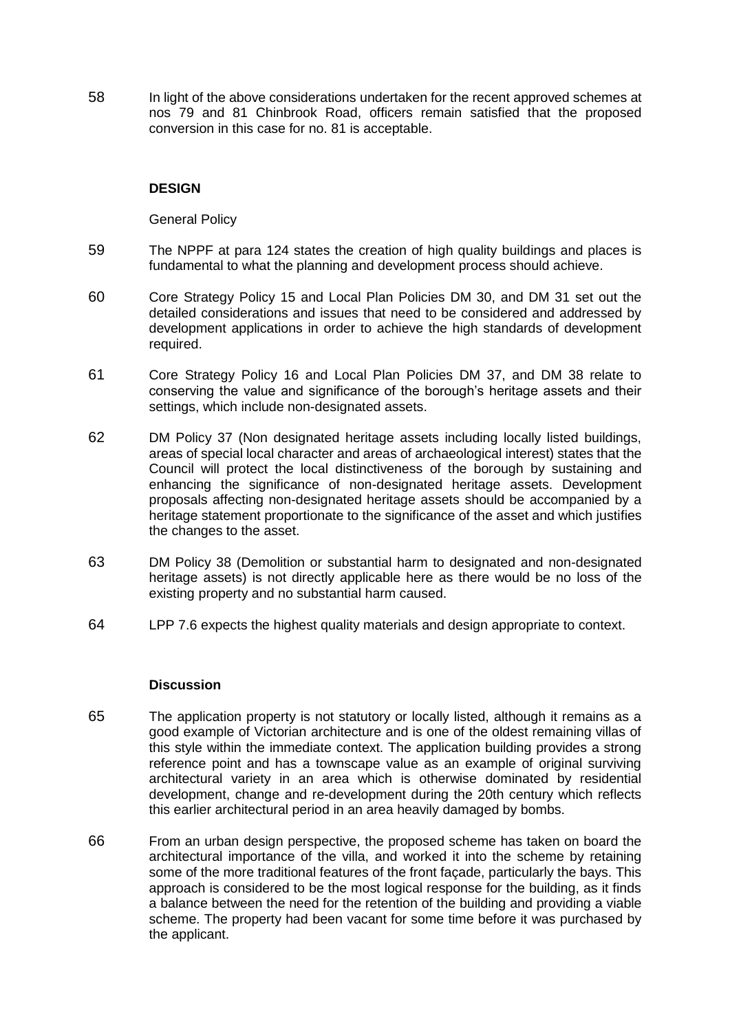58 In light of the above considerations undertaken for the recent approved schemes at nos 79 and 81 Chinbrook Road, officers remain satisfied that the proposed conversion in this case for no. 81 is acceptable.

**DESIGN**

General Policy

59 The NPPF at para 124 states the creation of high quality buildings and places is fundamental to what the planning and development process should achieve.

60 Core Strategy Policy 15 and Local Plan Policies DM 30, and DM 31 set out the detailed considerations and issues that need to be considered and addressed by development applications in order to achieve the high standards of development required.

61 Core Strategy Policy 16 and Local Plan Policies DM 37, and DM 38 relate to conserving the value and significance of the borough's heritage assets and their settings, which include non-designated assets.

62 DM Policy 37 (Non designated heritage assets including locally listed buildings, areas of special local character and areas of archaeological interest) states that the Council will protect the local distinctiveness of the borough by sustaining and enhancing the significance of non-designated heritage assets. Development proposals affecting non-designated heritage assets should be accompanied by a heritage statement proportionate to the significance of the asset and which justifies the changes to the asset.

63 DM Policy 38 (Demolition or substantial harm to designated and non-designated heritage assets) is not directly applicable here as there would be no loss of the existing property and no substantial harm caused.

64 LPP 7.6 expects the highest quality materials and design appropriate to context.

**Discussion**

65 The application property is not statutory or locally listed, although it remains as a good example of Victorian architecture and is one of the oldest remaining villas of this style within the immediate context. The application building provides a strong reference point and has a townscape value as an example of original surviving architectural variety in an area which is otherwise dominated by residential development, change and re-development during the 20th century which reflects this earlier architectural period in an area heavily damaged by bombs.

66 From an urban design perspective, the proposed scheme has taken on board the architectural importance of the villa, and worked it into the scheme by retaining some of the more traditional features of the front façade, particularly the bays. This approach is considered to be the most logical response for the building, as it finds a balance between the need for the retention of the building and providing a viable scheme. The property had been vacant for some time before it was purchased by the applicant.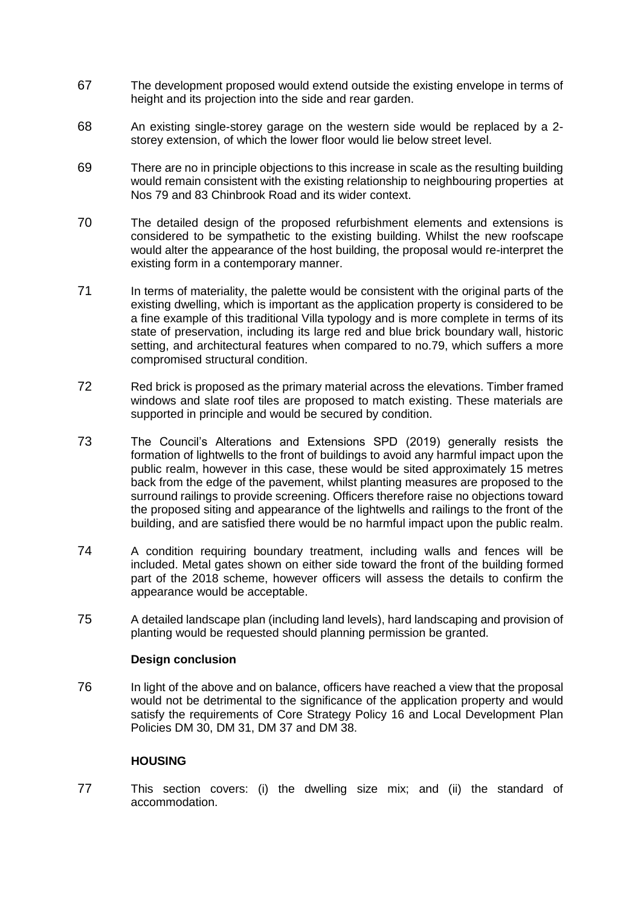67 The development proposed would extend outside the existing envelope in terms of height and its projection into the side and rear garden.

68 An existing single-storey garage on the western side would be replaced by a 2-storey extension, of which the lower floor would lie below street level.

69 There are no in principle objections to this increase in scale as the resulting building would remain consistent with the existing relationship to neighbouring properties at Nos 79 and 83 Chinbrook Road and its wider context.

70 The detailed design of the proposed refurbishment elements and extensions is considered to be sympathetic to the existing building. Whilst the new roofscape would alter the appearance of the host building, the proposal would re-interpret the existing form in a contemporary manner.

71 In terms of materiality, the palette would be consistent with the original parts of the existing dwelling, which is important as the application property is considered to be a fine example of this traditional Villa typology and is more complete in terms of its state of preservation, including its large red and blue brick boundary wall, historic setting, and architectural features when compared to no.79, which suffers a more compromised structural condition.

72 Red brick is proposed as the primary material across the elevations. Timber framed windows and slate roof tiles are proposed to match existing. These materials are supported in principle and would be secured by condition.

73 The Council's Alterations and Extensions SPD (2019) generally resists the formation of lightwells to the front of buildings to avoid any harmful impact upon the public realm, however in this case, these would be sited approximately 15 metres back from the edge of the pavement, whilst planting measures are proposed to the surround railings to provide screening. Officers therefore raise no objections toward the proposed siting and appearance of the lightwells and railings to the front of the building, and are satisfied there would be no harmful impact upon the public realm.

74 A condition requiring boundary treatment, including walls and fences will be included. Metal gates shown on either side toward the front of the building formed part of the 2018 scheme, however officers will assess the details to confirm the appearance would be acceptable.

75 A detailed landscape plan (including land levels), hard landscaping and provision of planting would be requested should planning permission be granted.

**Design conclusion**

76 In light of the above and on balance, officers have reached a view that the proposal would not be detrimental to the significance of the application property and would satisfy the requirements of Core Strategy Policy 16 and Local Development Plan Policies DM 30, DM 31, DM 37 and DM 38.

**HOUSING**

77 This section covers: (i) the dwelling size mix; and (ii) the standard of accommodation.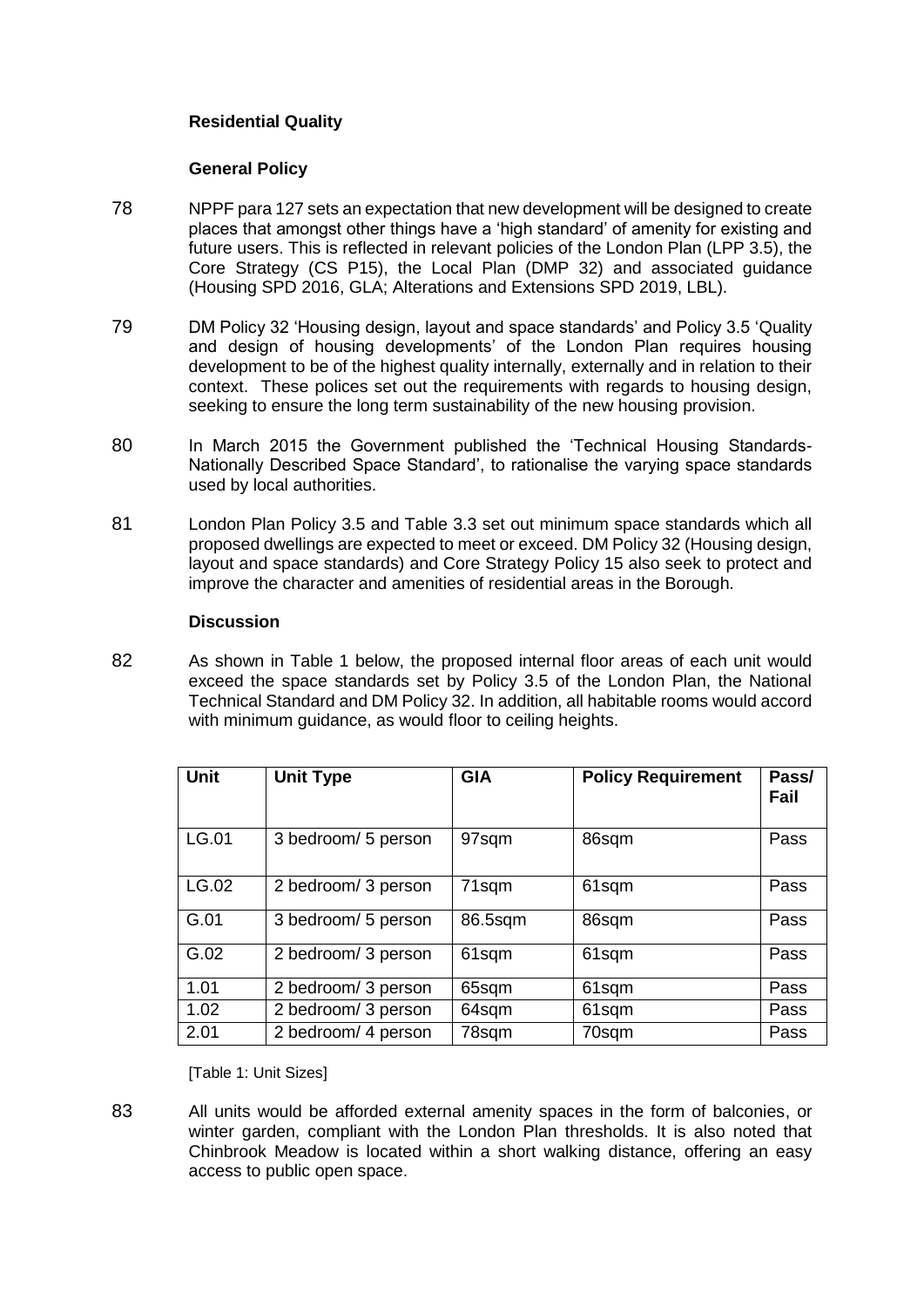### Residential Quality

#### General Policy

78 NPPF para 127 sets an expectation that new development will be designed to create places that amongst other things have a 'high standard' of amenity for existing and future users. This is reflected in relevant policies of the London Plan (LPP 3.5), the Core Strategy (CS P15), the Local Plan (DMP 32) and associated guidance (Housing SPD 2016, GLA; Alterations and Extensions SPD 2019, LBL).

79 DM Policy 32 'Housing design, layout and space standards' and Policy 3.5 'Quality and design of housing developments' of the London Plan requires housing development to be of the highest quality internally, externally and in relation to their context. These polices set out the requirements with regards to housing design, seeking to ensure the long term sustainability of the new housing provision.

80 In March 2015 the Government published the 'Technical Housing Standards-Nationally Described Space Standard', to rationalise the varying space standards used by local authorities.

81 London Plan Policy 3.5 and Table 3.3 set out minimum space standards which all proposed dwellings are expected to meet or exceed. DM Policy 32 (Housing design, layout and space standards) and Core Strategy Policy 15 also seek to protect and improve the character and amenities of residential areas in the Borough.

#### Discussion

82 As shown in Table 1 below, the proposed internal floor areas of each unit would exceed the space standards set by Policy 3.5 of the London Plan, the National Technical Standard and DM Policy 32. In addition, all habitable rooms would accord with minimum guidance, as would floor to ceiling heights.

| Unit | Unit Type | GIA | Policy Requirement | Pass/ Fail |
|---|---|---|---|---|
| LG.01 | 3 bedroom/ 5 person | 97sqm | 86sqm | Pass |
| LG.02 | 2 bedroom/ 3 person | 71sqm | 61sqm | Pass |
| G.01 | 3 bedroom/ 5 person | 86.5sqm | 86sqm | Pass |
| G.02 | 2 bedroom/ 3 person | 61sqm | 61sqm | Pass |
| 1.01 | 2 bedroom/ 3 person | 65sqm | 61sqm | Pass |
| 1.02 | 2 bedroom/ 3 person | 64sqm | 61sqm | Pass |
| 2.01 | 2 bedroom/ 4 person | 78sqm | 70sqm | Pass |

[Table 1: Unit Sizes]

83 All units would be afforded external amenity spaces in the form of balconies, or winter garden, compliant with the London Plan thresholds. It is also noted that Chinbrook Meadow is located within a short walking distance, offering an easy access to public open space.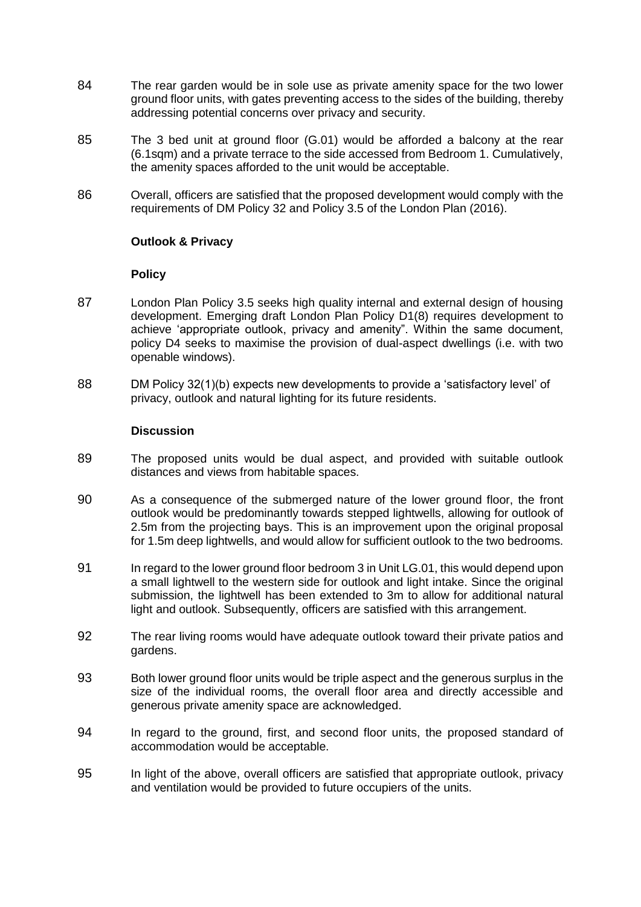84 The rear garden would be in sole use as private amenity space for the two lower ground floor units, with gates preventing access to the sides of the building, thereby addressing potential concerns over privacy and security.

85 The 3 bed unit at ground floor (G.01) would be afforded a balcony at the rear (6.1sqm) and a private terrace to the side accessed from Bedroom 1. Cumulatively, the amenity spaces afforded to the unit would be acceptable.

86 Overall, officers are satisfied that the proposed development would comply with the requirements of DM Policy 32 and Policy 3.5 of the London Plan (2016).

**Outlook & Privacy**

**Policy**

87 London Plan Policy 3.5 seeks high quality internal and external design of housing development. Emerging draft London Plan Policy D1(8) requires development to achieve 'appropriate outlook, privacy and amenity". Within the same document, policy D4 seeks to maximise the provision of dual-aspect dwellings (i.e. with two openable windows).

88 DM Policy 32(1)(b) expects new developments to provide a 'satisfactory level' of privacy, outlook and natural lighting for its future residents.

**Discussion**

89 The proposed units would be dual aspect, and provided with suitable outlook distances and views from habitable spaces.

90 As a consequence of the submerged nature of the lower ground floor, the front outlook would be predominantly towards stepped lightwells, allowing for outlook of 2.5m from the projecting bays. This is an improvement upon the original proposal for 1.5m deep lightwells, and would allow for sufficient outlook to the two bedrooms.

91 In regard to the lower ground floor bedroom 3 in Unit LG.01, this would depend upon a small lightwell to the western side for outlook and light intake. Since the original submission, the lightwell has been extended to 3m to allow for additional natural light and outlook. Subsequently, officers are satisfied with this arrangement.

92 The rear living rooms would have adequate outlook toward their private patios and gardens.

93 Both lower ground floor units would be triple aspect and the generous surplus in the size of the individual rooms, the overall floor area and directly accessible and generous private amenity space are acknowledged.

94 In regard to the ground, first, and second floor units, the proposed standard of accommodation would be acceptable.

95 In light of the above, overall officers are satisfied that appropriate outlook, privacy and ventilation would be provided to future occupiers of the units.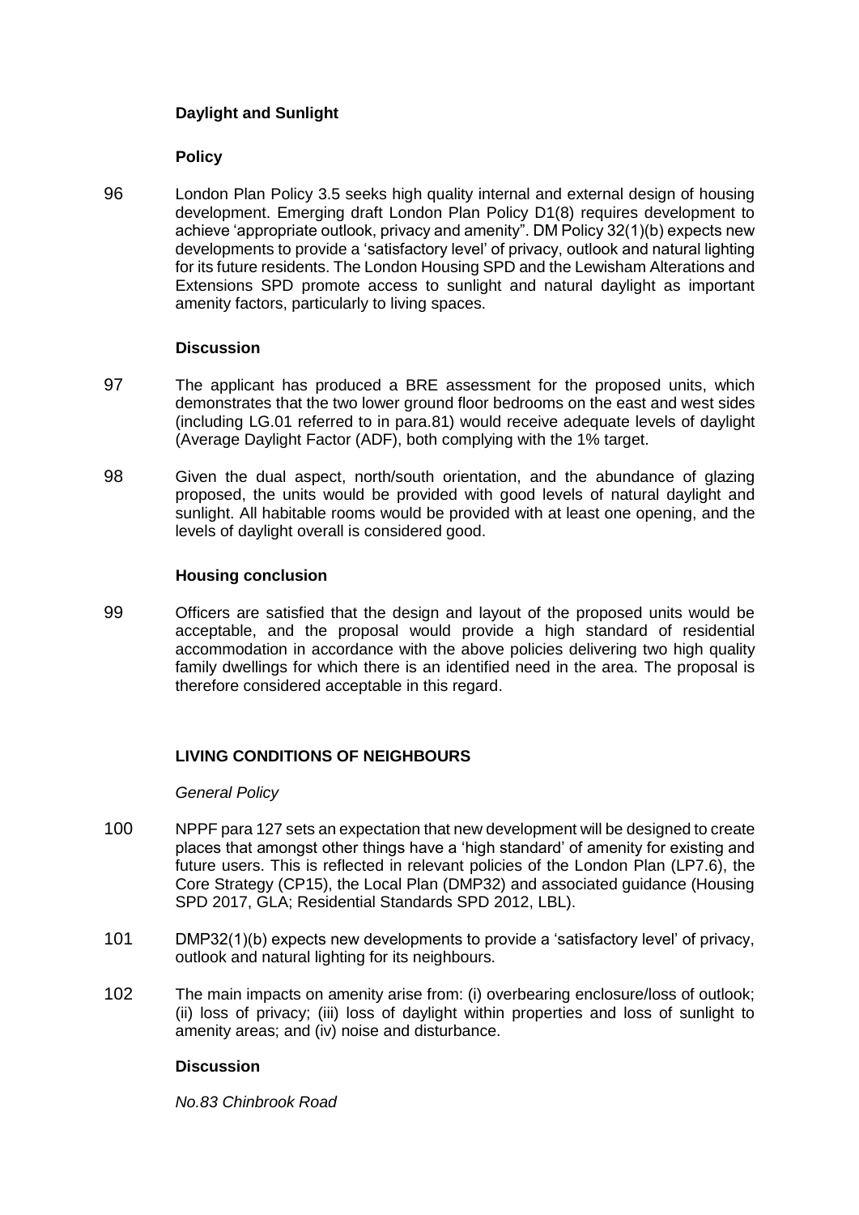### Daylight and Sunlight

#### Policy

96 London Plan Policy 3.5 seeks high quality internal and external design of housing development. Emerging draft London Plan Policy D1(8) requires development to achieve 'appropriate outlook, privacy and amenity". DM Policy 32(1)(b) expects new developments to provide a 'satisfactory level' of privacy, outlook and natural lighting for its future residents. The London Housing SPD and the Lewisham Alterations and Extensions SPD promote access to sunlight and natural daylight as important amenity factors, particularly to living spaces.

#### Discussion

97 The applicant has produced a BRE assessment for the proposed units, which demonstrates that the two lower ground floor bedrooms on the east and west sides (including LG.01 referred to in para.81) would receive adequate levels of daylight (Average Daylight Factor (ADF), both complying with the 1% target.

98 Given the dual aspect, north/south orientation, and the abundance of glazing proposed, the units would be provided with good levels of natural daylight and sunlight. All habitable rooms would be provided with at least one opening, and the levels of daylight overall is considered good.

### Housing conclusion

99 Officers are satisfied that the design and layout of the proposed units would be acceptable, and the proposal would provide a high standard of residential accommodation in accordance with the above policies delivering two high quality family dwellings for which there is an identified need in the area. The proposal is therefore considered acceptable in this regard.

## LIVING CONDITIONS OF NEIGHBOURS

*General Policy*

100 NPPF para 127 sets an expectation that new development will be designed to create places that amongst other things have a 'high standard' of amenity for existing and future users. This is reflected in relevant policies of the London Plan (LP7.6), the Core Strategy (CP15), the Local Plan (DMP32) and associated guidance (Housing SPD 2017, GLA; Residential Standards SPD 2012, LBL).

101 DMP32(1)(b) expects new developments to provide a 'satisfactory level' of privacy, outlook and natural lighting for its neighbours.

102 The main impacts on amenity arise from: (i) overbearing enclosure/loss of outlook; (ii) loss of privacy; (iii) loss of daylight within properties and loss of sunlight to amenity areas; and (iv) noise and disturbance.

#### Discussion

*No.83 Chinbrook Road*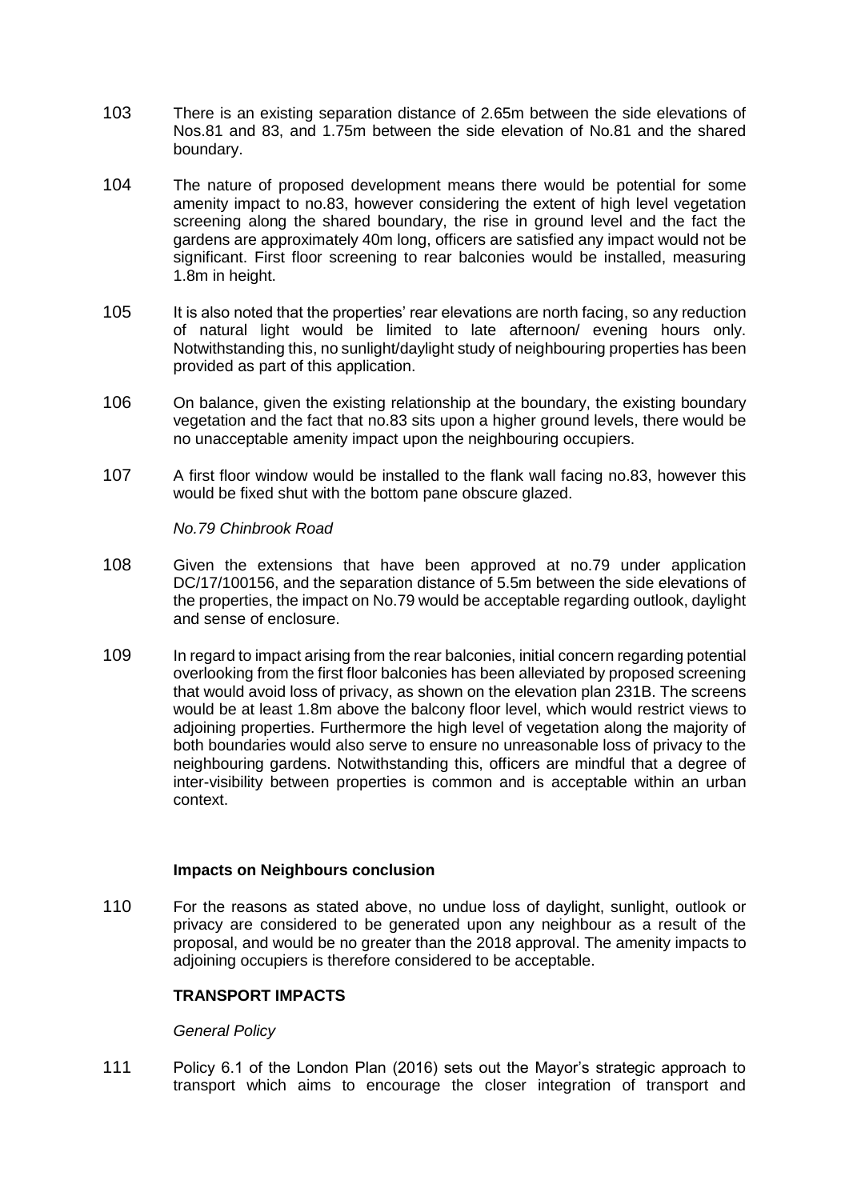103 There is an existing separation distance of 2.65m between the side elevations of Nos.81 and 83, and 1.75m between the side elevation of No.81 and the shared boundary.

104 The nature of proposed development means there would be potential for some amenity impact to no.83, however considering the extent of high level vegetation screening along the shared boundary, the rise in ground level and the fact the gardens are approximately 40m long, officers are satisfied any impact would not be significant. First floor screening to rear balconies would be installed, measuring 1.8m in height.

105 It is also noted that the properties' rear elevations are north facing, so any reduction of natural light would be limited to late afternoon/ evening hours only. Notwithstanding this, no sunlight/daylight study of neighbouring properties has been provided as part of this application.

106 On balance, given the existing relationship at the boundary, the existing boundary vegetation and the fact that no.83 sits upon a higher ground levels, there would be no unacceptable amenity impact upon the neighbouring occupiers.

107 A first floor window would be installed to the flank wall facing no.83, however this would be fixed shut with the bottom pane obscure glazed.

*No.79 Chinbrook Road*

108 Given the extensions that have been approved at no.79 under application DC/17/100156, and the separation distance of 5.5m between the side elevations of the properties, the impact on No.79 would be acceptable regarding outlook, daylight and sense of enclosure.

109 In regard to impact arising from the rear balconies, initial concern regarding potential overlooking from the first floor balconies has been alleviated by proposed screening that would avoid loss of privacy, as shown on the elevation plan 231B. The screens would be at least 1.8m above the balcony floor level, which would restrict views to adjoining properties. Furthermore the high level of vegetation along the majority of both boundaries would also serve to ensure no unreasonable loss of privacy to the neighbouring gardens. Notwithstanding this, officers are mindful that a degree of inter-visibility between properties is common and is acceptable within an urban context.

**Impacts on Neighbours conclusion**

110 For the reasons as stated above, no undue loss of daylight, sunlight, outlook or privacy are considered to be generated upon any neighbour as a result of the proposal, and would be no greater than the 2018 approval. The amenity impacts to adjoining occupiers is therefore considered to be acceptable.

**TRANSPORT IMPACTS**

*General Policy*

111 Policy 6.1 of the London Plan (2016) sets out the Mayor's strategic approach to transport which aims to encourage the closer integration of transport and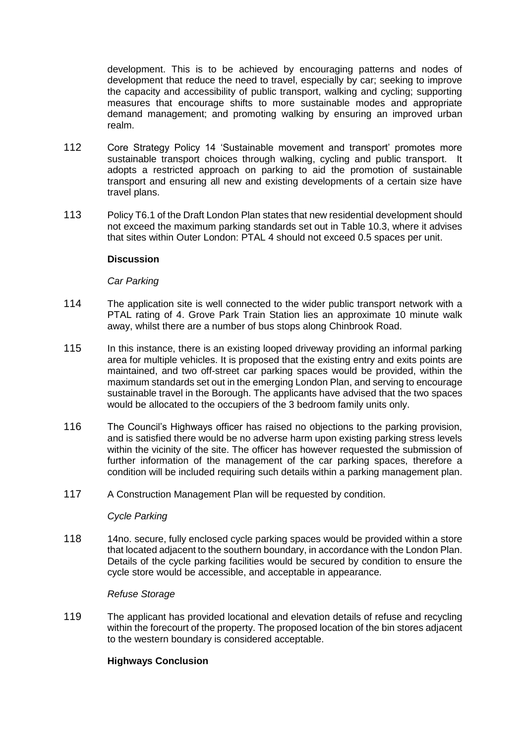development. This is to be achieved by encouraging patterns and nodes of development that reduce the need to travel, especially by car; seeking to improve the capacity and accessibility of public transport, walking and cycling; supporting measures that encourage shifts to more sustainable modes and appropriate demand management; and promoting walking by ensuring an improved urban realm.

112 Core Strategy Policy 14 'Sustainable movement and transport' promotes more sustainable transport choices through walking, cycling and public transport. It adopts a restricted approach on parking to aid the promotion of sustainable transport and ensuring all new and existing developments of a certain size have travel plans.

113 Policy T6.1 of the Draft London Plan states that new residential development should not exceed the maximum parking standards set out in Table 10.3, where it advises that sites within Outer London: PTAL 4 should not exceed 0.5 spaces per unit.

**Discussion**

*Car Parking*

114 The application site is well connected to the wider public transport network with a PTAL rating of 4. Grove Park Train Station lies an approximate 10 minute walk away, whilst there are a number of bus stops along Chinbrook Road.

115 In this instance, there is an existing looped driveway providing an informal parking area for multiple vehicles. It is proposed that the existing entry and exits points are maintained, and two off-street car parking spaces would be provided, within the maximum standards set out in the emerging London Plan, and serving to encourage sustainable travel in the Borough. The applicants have advised that the two spaces would be allocated to the occupiers of the 3 bedroom family units only.

116 The Council's Highways officer has raised no objections to the parking provision, and is satisfied there would be no adverse harm upon existing parking stress levels within the vicinity of the site. The officer has however requested the submission of further information of the management of the car parking spaces, therefore a condition will be included requiring such details within a parking management plan.

117 A Construction Management Plan will be requested by condition.

*Cycle Parking*

118 14no. secure, fully enclosed cycle parking spaces would be provided within a store that located adjacent to the southern boundary, in accordance with the London Plan. Details of the cycle parking facilities would be secured by condition to ensure the cycle store would be accessible, and acceptable in appearance.

*Refuse Storage*

119 The applicant has provided locational and elevation details of refuse and recycling within the forecourt of the property. The proposed location of the bin stores adjacent to the western boundary is considered acceptable.

**Highways Conclusion**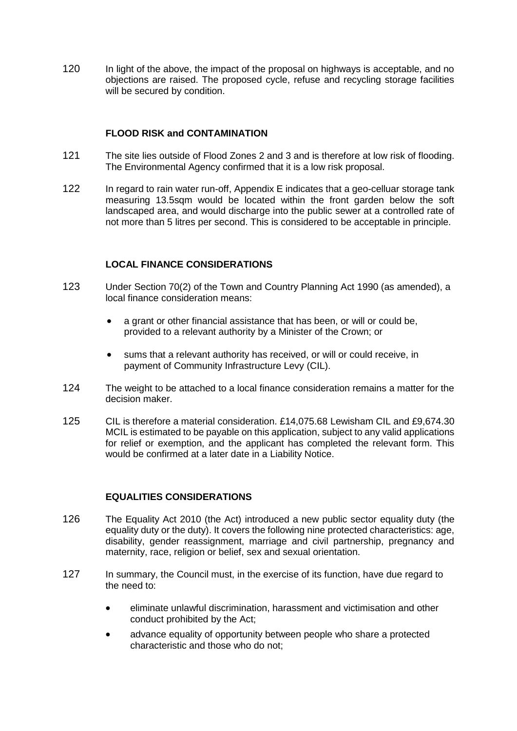120 In light of the above, the impact of the proposal on highways is acceptable, and no objections are raised. The proposed cycle, refuse and recycling storage facilities will be secured by condition.

### FLOOD RISK and CONTAMINATION

121 The site lies outside of Flood Zones 2 and 3 and is therefore at low risk of flooding. The Environmental Agency confirmed that it is a low risk proposal.

122 In regard to rain water run-off, Appendix E indicates that a geo-celluar storage tank measuring 13.5sqm would be located within the front garden below the soft landscaped area, and would discharge into the public sewer at a controlled rate of not more than 5 litres per second. This is considered to be acceptable in principle.

### LOCAL FINANCE CONSIDERATIONS

123 Under Section 70(2) of the Town and Country Planning Act 1990 (as amended), a local finance consideration means:

- a grant or other financial assistance that has been, or will or could be, provided to a relevant authority by a Minister of the Crown; or
- sums that a relevant authority has received, or will or could receive, in payment of Community Infrastructure Levy (CIL).

124 The weight to be attached to a local finance consideration remains a matter for the decision maker.

125 CIL is therefore a material consideration. £14,075.68 Lewisham CIL and £9,674.30 MCIL is estimated to be payable on this application, subject to any valid applications for relief or exemption, and the applicant has completed the relevant form. This would be confirmed at a later date in a Liability Notice.

### EQUALITIES CONSIDERATIONS

126 The Equality Act 2010 (the Act) introduced a new public sector equality duty (the equality duty or the duty). It covers the following nine protected characteristics: age, disability, gender reassignment, marriage and civil partnership, pregnancy and maternity, race, religion or belief, sex and sexual orientation.

127 In summary, the Council must, in the exercise of its function, have due regard to the need to:

- eliminate unlawful discrimination, harassment and victimisation and other conduct prohibited by the Act;
- advance equality of opportunity between people who share a protected characteristic and those who do not;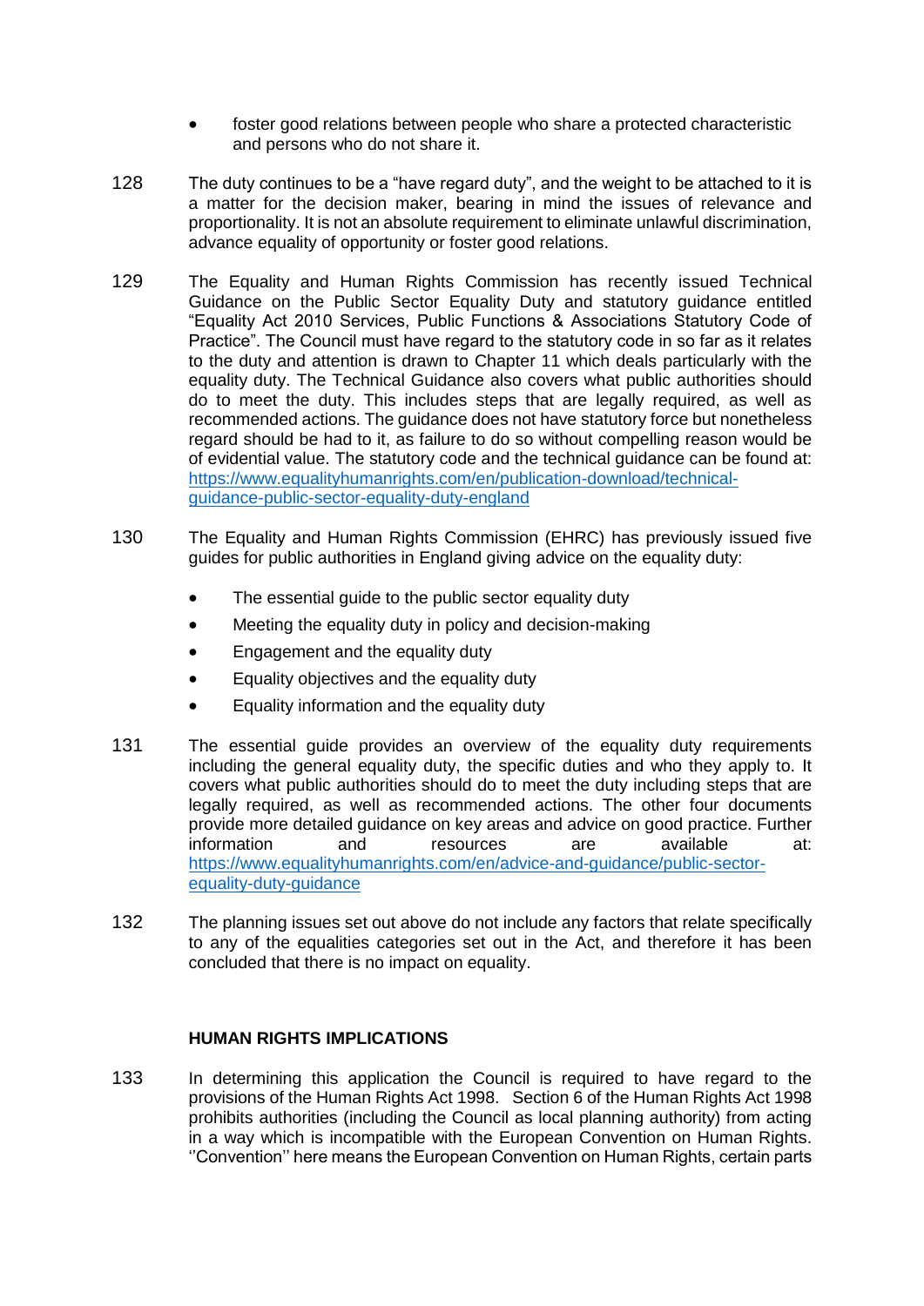- foster good relations between people who share a protected characteristic and persons who do not share it.

128 The duty continues to be a "have regard duty", and the weight to be attached to it is a matter for the decision maker, bearing in mind the issues of relevance and proportionality. It is not an absolute requirement to eliminate unlawful discrimination, advance equality of opportunity or foster good relations.

129 The Equality and Human Rights Commission has recently issued Technical Guidance on the Public Sector Equality Duty and statutory guidance entitled "Equality Act 2010 Services, Public Functions & Associations Statutory Code of Practice". The Council must have regard to the statutory code in so far as it relates to the duty and attention is drawn to Chapter 11 which deals particularly with the equality duty. The Technical Guidance also covers what public authorities should do to meet the duty. This includes steps that are legally required, as well as recommended actions. The guidance does not have statutory force but nonetheless regard should be had to it, as failure to do so without compelling reason would be of evidential value. The statutory code and the technical guidance can be found at: [https://www.equalityhumanrights.com/en/publication-download/technical-guidance-public-sector-equality-duty-england](https://www.equalityhumanrights.com/en/publication-download/technical-guidance-public-sector-equality-duty-england)

130 The Equality and Human Rights Commission (EHRC) has previously issued five guides for public authorities in England giving advice on the equality duty:

- The essential guide to the public sector equality duty
- Meeting the equality duty in policy and decision-making
- Engagement and the equality duty
- Equality objectives and the equality duty
- Equality information and the equality duty

131 The essential guide provides an overview of the equality duty requirements including the general equality duty, the specific duties and who they apply to. It covers what public authorities should do to meet the duty including steps that are legally required, as well as recommended actions. The other four documents provide more detailed guidance on key areas and advice on good practice. Further information and resources are available at: [https://www.equalityhumanrights.com/en/advice-and-guidance/public-sector-equality-duty-guidance](https://www.equalityhumanrights.com/en/advice-and-guidance/public-sector-equality-duty-guidance)

132 The planning issues set out above do not include any factors that relate specifically to any of the equalities categories set out in the Act, and therefore it has been concluded that there is no impact on equality.

**HUMAN RIGHTS IMPLICATIONS**

133 In determining this application the Council is required to have regard to the provisions of the Human Rights Act 1998. Section 6 of the Human Rights Act 1998 prohibits authorities (including the Council as local planning authority) from acting in a way which is incompatible with the European Convention on Human Rights. ''Convention'' here means the European Convention on Human Rights, certain parts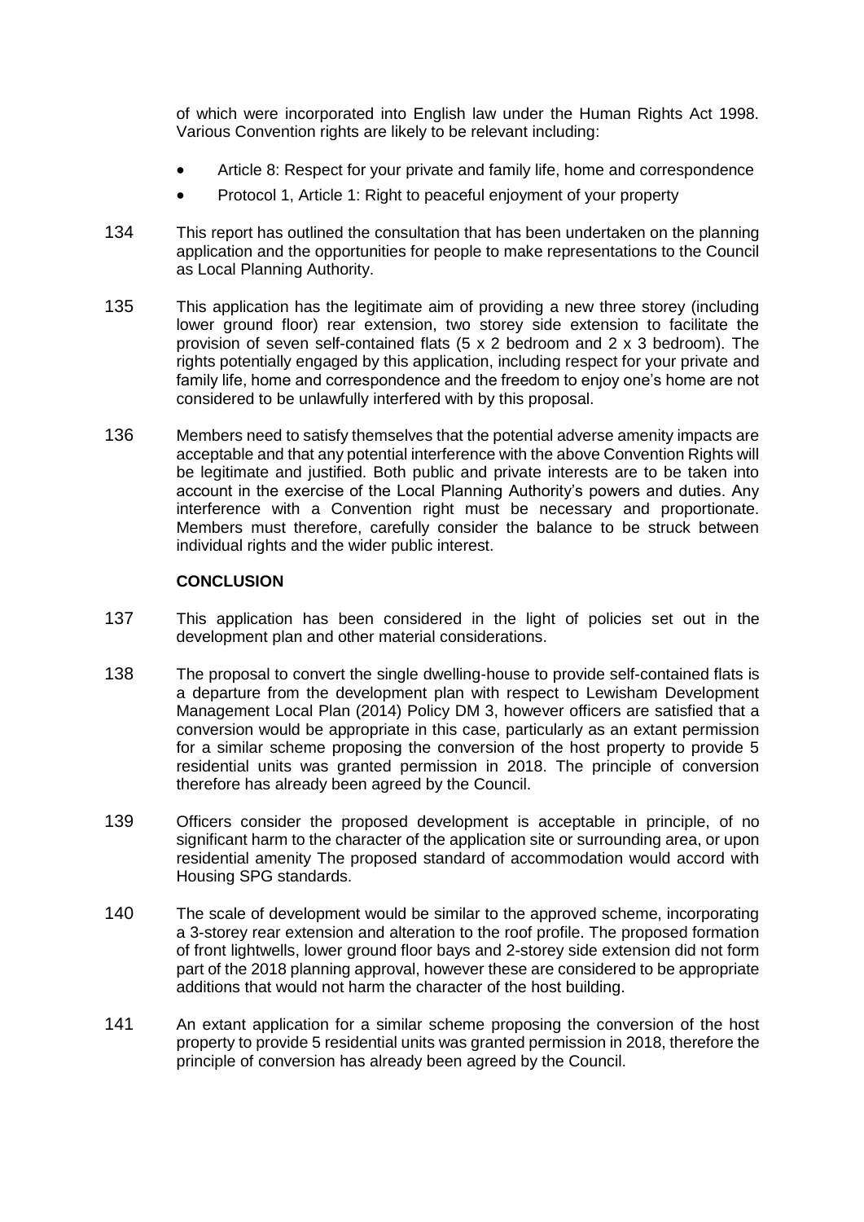of which were incorporated into English law under the Human Rights Act 1998. Various Convention rights are likely to be relevant including:

- Article 8: Respect for your private and family life, home and correspondence
- Protocol 1, Article 1: Right to peaceful enjoyment of your property

134 This report has outlined the consultation that has been undertaken on the planning application and the opportunities for people to make representations to the Council as Local Planning Authority.

135 This application has the legitimate aim of providing a new three storey (including lower ground floor) rear extension, two storey side extension to facilitate the provision of seven self-contained flats (5 x 2 bedroom and 2 x 3 bedroom). The rights potentially engaged by this application, including respect for your private and family life, home and correspondence and the freedom to enjoy one's home are not considered to be unlawfully interfered with by this proposal.

136 Members need to satisfy themselves that the potential adverse amenity impacts are acceptable and that any potential interference with the above Convention Rights will be legitimate and justified. Both public and private interests are to be taken into account in the exercise of the Local Planning Authority's powers and duties. Any interference with a Convention right must be necessary and proportionate. Members must therefore, carefully consider the balance to be struck between individual rights and the wider public interest.

## CONCLUSION

137 This application has been considered in the light of policies set out in the development plan and other material considerations.

138 The proposal to convert the single dwelling-house to provide self-contained flats is a departure from the development plan with respect to Lewisham Development Management Local Plan (2014) Policy DM 3, however officers are satisfied that a conversion would be appropriate in this case, particularly as an extant permission for a similar scheme proposing the conversion of the host property to provide 5 residential units was granted permission in 2018. The principle of conversion therefore has already been agreed by the Council.

139 Officers consider the proposed development is acceptable in principle, of no significant harm to the character of the application site or surrounding area, or upon residential amenity The proposed standard of accommodation would accord with Housing SPG standards.

140 The scale of development would be similar to the approved scheme, incorporating a 3-storey rear extension and alteration to the roof profile. The proposed formation of front lightwells, lower ground floor bays and 2-storey side extension did not form part of the 2018 planning approval, however these are considered to be appropriate additions that would not harm the character of the host building.

141 An extant application for a similar scheme proposing the conversion of the host property to provide 5 residential units was granted permission in 2018, therefore the principle of conversion has already been agreed by the Council.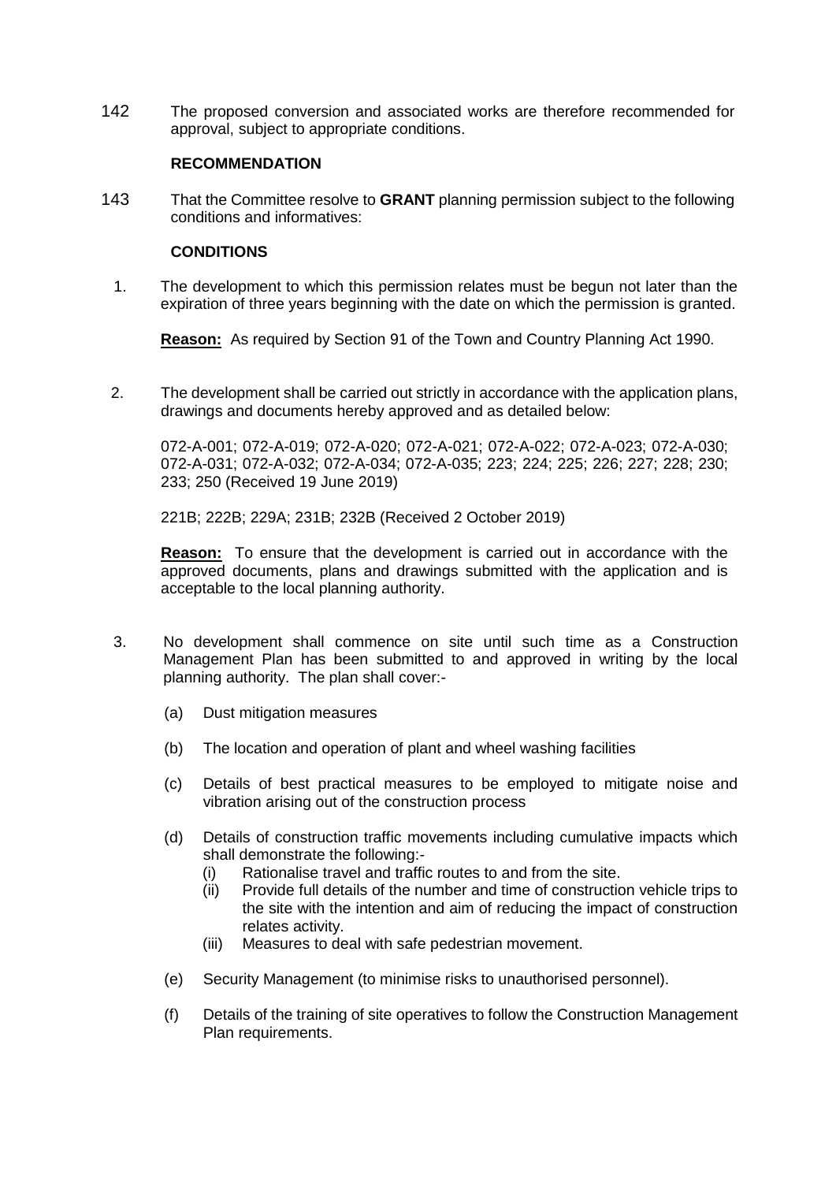142 The proposed conversion and associated works are therefore recommended for approval, subject to appropriate conditions.

**RECOMMENDATION**

143 That the Committee resolve to **GRANT** planning permission subject to the following conditions and informatives:

**CONDITIONS**

1. The development to which this permission relates must be begun not later than the expiration of three years beginning with the date on which the permission is granted.

   **Reason:** As required by Section 91 of the Town and Country Planning Act 1990.

2. The development shall be carried out strictly in accordance with the application plans, drawings and documents hereby approved and as detailed below:

   072-A-001; 072-A-019; 072-A-020; 072-A-021; 072-A-022; 072-A-023; 072-A-030; 072-A-031; 072-A-032; 072-A-034; 072-A-035; 223; 224; 225; 226; 227; 228; 230; 233; 250 (Received 19 June 2019)

   221B; 222B; 229A; 231B; 232B (Received 2 October 2019)

   **Reason:** To ensure that the development is carried out in accordance with the approved documents, plans and drawings submitted with the application and is acceptable to the local planning authority.

3. No development shall commence on site until such time as a Construction Management Plan has been submitted to and approved in writing by the local planning authority. The plan shall cover:-

   (a) Dust mitigation measures

   (b) The location and operation of plant and wheel washing facilities

   (c) Details of best practical measures to be employed to mitigate noise and vibration arising out of the construction process

   (d) Details of construction traffic movements including cumulative impacts which shall demonstrate the following:-
      (i) Rationalise travel and traffic routes to and from the site.
      (ii) Provide full details of the number and time of construction vehicle trips to the site with the intention and aim of reducing the impact of construction relates activity.
      (iii) Measures to deal with safe pedestrian movement.

   (e) Security Management (to minimise risks to unauthorised personnel).

   (f) Details of the training of site operatives to follow the Construction Management Plan requirements.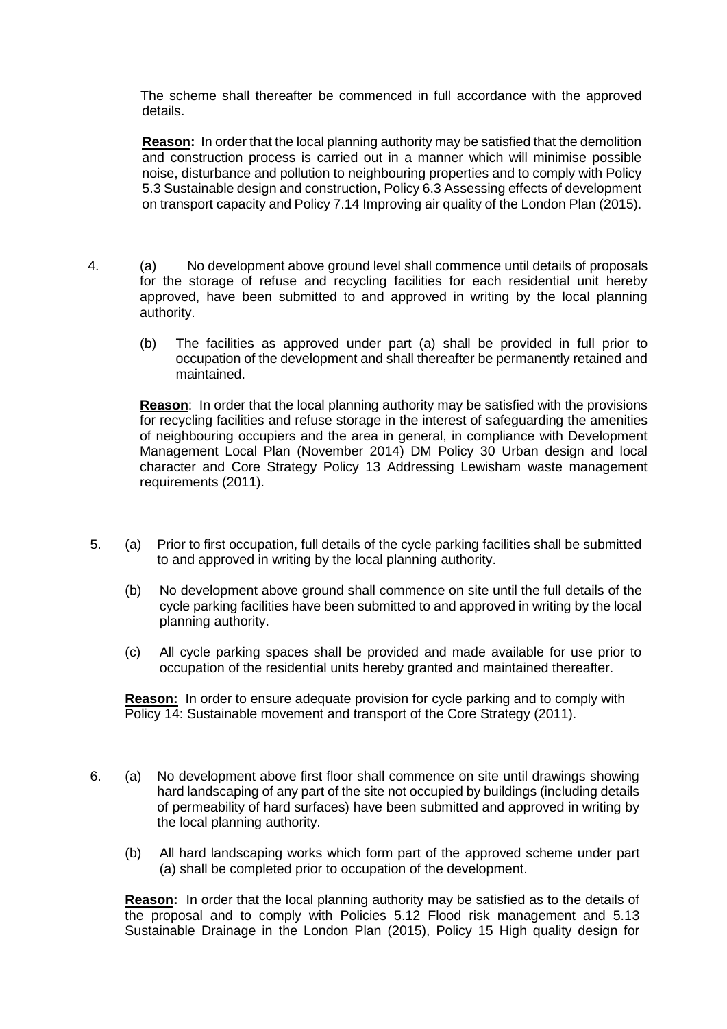The scheme shall thereafter be commenced in full accordance with the approved details.

**Reason:** In order that the local planning authority may be satisfied that the demolition and construction process is carried out in a manner which will minimise possible noise, disturbance and pollution to neighbouring properties and to comply with Policy 5.3 Sustainable design and construction, Policy 6.3 Assessing effects of development on transport capacity and Policy 7.14 Improving air quality of the London Plan (2015).

4. (a) No development above ground level shall commence until details of proposals for the storage of refuse and recycling facilities for each residential unit hereby approved, have been submitted to and approved in writing by the local planning authority.

   (b) The facilities as approved under part (a) shall be provided in full prior to occupation of the development and shall thereafter be permanently retained and maintained.

   **Reason**: In order that the local planning authority may be satisfied with the provisions for recycling facilities and refuse storage in the interest of safeguarding the amenities of neighbouring occupiers and the area in general, in compliance with Development Management Local Plan (November 2014) DM Policy 30 Urban design and local character and Core Strategy Policy 13 Addressing Lewisham waste management requirements (2011).

5. (a) Prior to first occupation, full details of the cycle parking facilities shall be submitted to and approved in writing by the local planning authority.

   (b) No development above ground shall commence on site until the full details of the cycle parking facilities have been submitted to and approved in writing by the local planning authority.

   (c) All cycle parking spaces shall be provided and made available for use prior to occupation of the residential units hereby granted and maintained thereafter.

   **Reason:** In order to ensure adequate provision for cycle parking and to comply with Policy 14: Sustainable movement and transport of the Core Strategy (2011).

6. (a) No development above first floor shall commence on site until drawings showing hard landscaping of any part of the site not occupied by buildings (including details of permeability of hard surfaces) have been submitted and approved in writing by the local planning authority.

   (b) All hard landscaping works which form part of the approved scheme under part (a) shall be completed prior to occupation of the development.

   **Reason:** In order that the local planning authority may be satisfied as to the details of the proposal and to comply with Policies 5.12 Flood risk management and 5.13 Sustainable Drainage in the London Plan (2015), Policy 15 High quality design for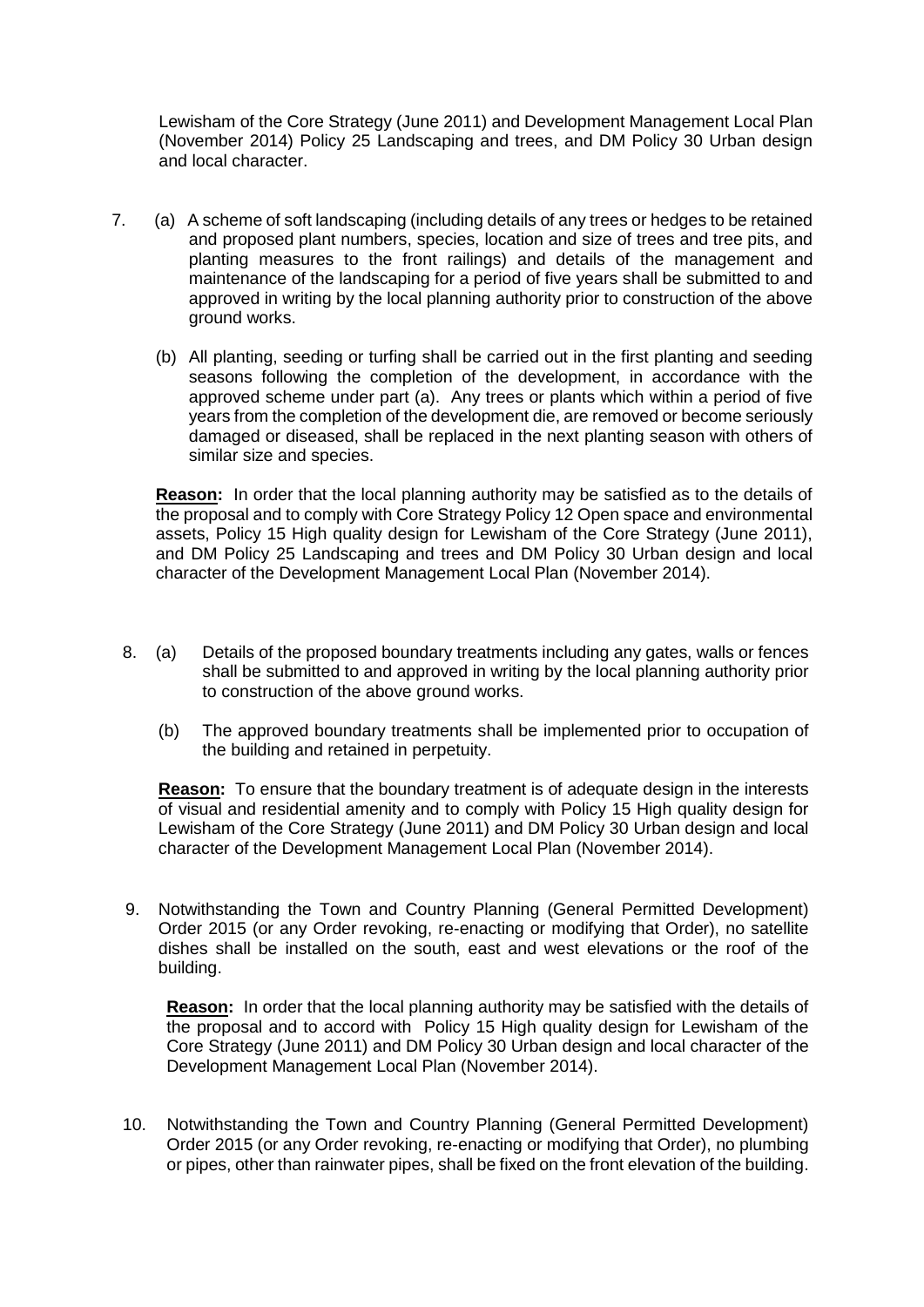Lewisham of the Core Strategy (June 2011) and Development Management Local Plan (November 2014) Policy 25 Landscaping and trees, and DM Policy 30 Urban design and local character.

7. (a) A scheme of soft landscaping (including details of any trees or hedges to be retained and proposed plant numbers, species, location and size of trees and tree pits, and planting measures to the front railings) and details of the management and maintenance of the landscaping for a period of five years shall be submitted to and approved in writing by the local planning authority prior to construction of the above ground works.

   (b) All planting, seeding or turfing shall be carried out in the first planting and seeding seasons following the completion of the development, in accordance with the approved scheme under part (a). Any trees or plants which within a period of five years from the completion of the development die, are removed or become seriously damaged or diseased, shall be replaced in the next planting season with others of similar size and species.

   **Reason:** In order that the local planning authority may be satisfied as to the details of the proposal and to comply with Core Strategy Policy 12 Open space and environmental assets, Policy 15 High quality design for Lewisham of the Core Strategy (June 2011), and DM Policy 25 Landscaping and trees and DM Policy 30 Urban design and local character of the Development Management Local Plan (November 2014).

8. (a) Details of the proposed boundary treatments including any gates, walls or fences shall be submitted to and approved in writing by the local planning authority prior to construction of the above ground works.

   (b) The approved boundary treatments shall be implemented prior to occupation of the building and retained in perpetuity.

   **Reason:** To ensure that the boundary treatment is of adequate design in the interests of visual and residential amenity and to comply with Policy 15 High quality design for Lewisham of the Core Strategy (June 2011) and DM Policy 30 Urban design and local character of the Development Management Local Plan (November 2014).

9. Notwithstanding the Town and Country Planning (General Permitted Development) Order 2015 (or any Order revoking, re-enacting or modifying that Order), no satellite dishes shall be installed on the south, east and west elevations or the roof of the building.

   **Reason:** In order that the local planning authority may be satisfied with the details of the proposal and to accord with Policy 15 High quality design for Lewisham of the Core Strategy (June 2011) and DM Policy 30 Urban design and local character of the Development Management Local Plan (November 2014).

10. Notwithstanding the Town and Country Planning (General Permitted Development) Order 2015 (or any Order revoking, re-enacting or modifying that Order), no plumbing or pipes, other than rainwater pipes, shall be fixed on the front elevation of the building.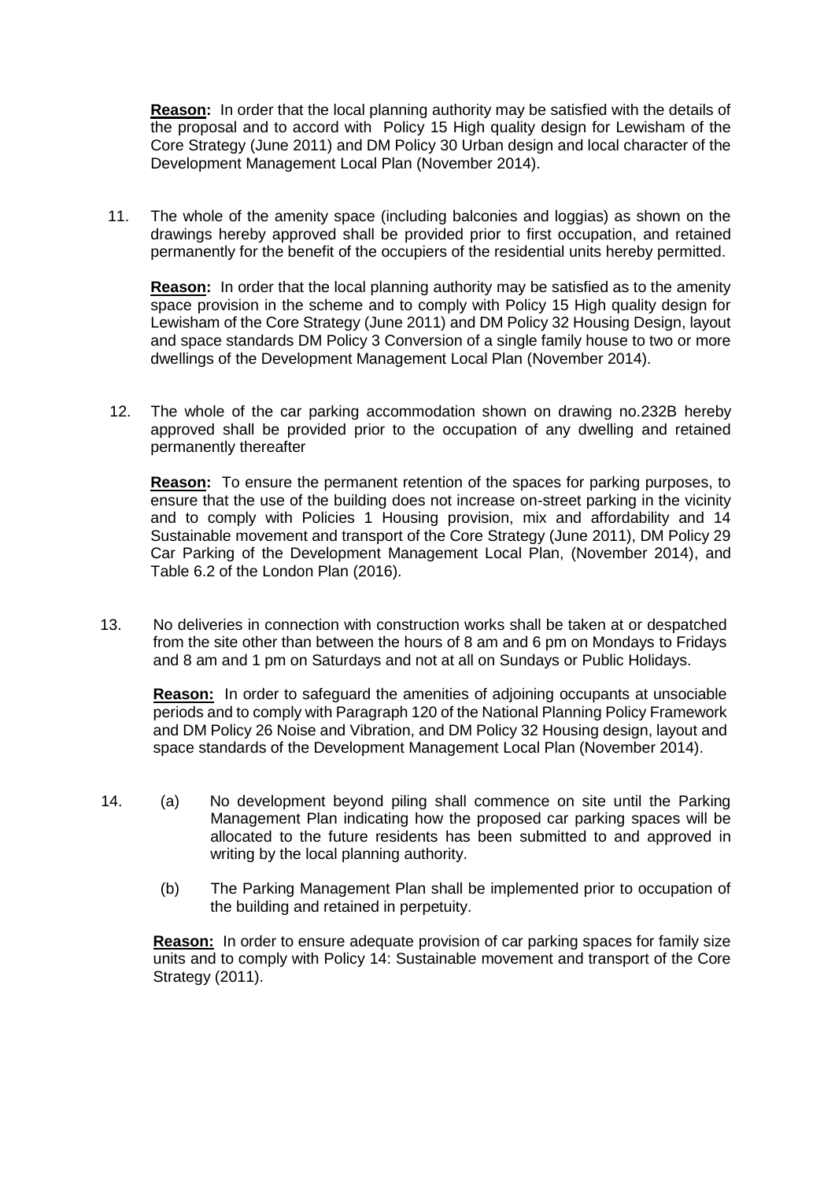**Reason:** In order that the local planning authority may be satisfied with the details of the proposal and to accord with Policy 15 High quality design for Lewisham of the Core Strategy (June 2011) and DM Policy 30 Urban design and local character of the Development Management Local Plan (November 2014).

11. The whole of the amenity space (including balconies and loggias) as shown on the drawings hereby approved shall be provided prior to first occupation, and retained permanently for the benefit of the occupiers of the residential units hereby permitted.

    **Reason:** In order that the local planning authority may be satisfied as to the amenity space provision in the scheme and to comply with Policy 15 High quality design for Lewisham of the Core Strategy (June 2011) and DM Policy 32 Housing Design, layout and space standards DM Policy 3 Conversion of a single family house to two or more dwellings of the Development Management Local Plan (November 2014).

12. The whole of the car parking accommodation shown on drawing no.232B hereby approved shall be provided prior to the occupation of any dwelling and retained permanently thereafter

    **Reason:** To ensure the permanent retention of the spaces for parking purposes, to ensure that the use of the building does not increase on-street parking in the vicinity and to comply with Policies 1 Housing provision, mix and affordability and 14 Sustainable movement and transport of the Core Strategy (June 2011), DM Policy 29 Car Parking of the Development Management Local Plan, (November 2014), and Table 6.2 of the London Plan (2016).

13. No deliveries in connection with construction works shall be taken at or despatched from the site other than between the hours of 8 am and 6 pm on Mondays to Fridays and 8 am and 1 pm on Saturdays and not at all on Sundays or Public Holidays.

    **Reason:** In order to safeguard the amenities of adjoining occupants at unsociable periods and to comply with Paragraph 120 of the National Planning Policy Framework and DM Policy 26 Noise and Vibration, and DM Policy 32 Housing design, layout and space standards of the Development Management Local Plan (November 2014).

14. (a) No development beyond piling shall commence on site until the Parking Management Plan indicating how the proposed car parking spaces will be allocated to the future residents has been submitted to and approved in writing by the local planning authority.

    (b) The Parking Management Plan shall be implemented prior to occupation of the building and retained in perpetuity.

    **Reason:** In order to ensure adequate provision of car parking spaces for family size units and to comply with Policy 14: Sustainable movement and transport of the Core Strategy (2011).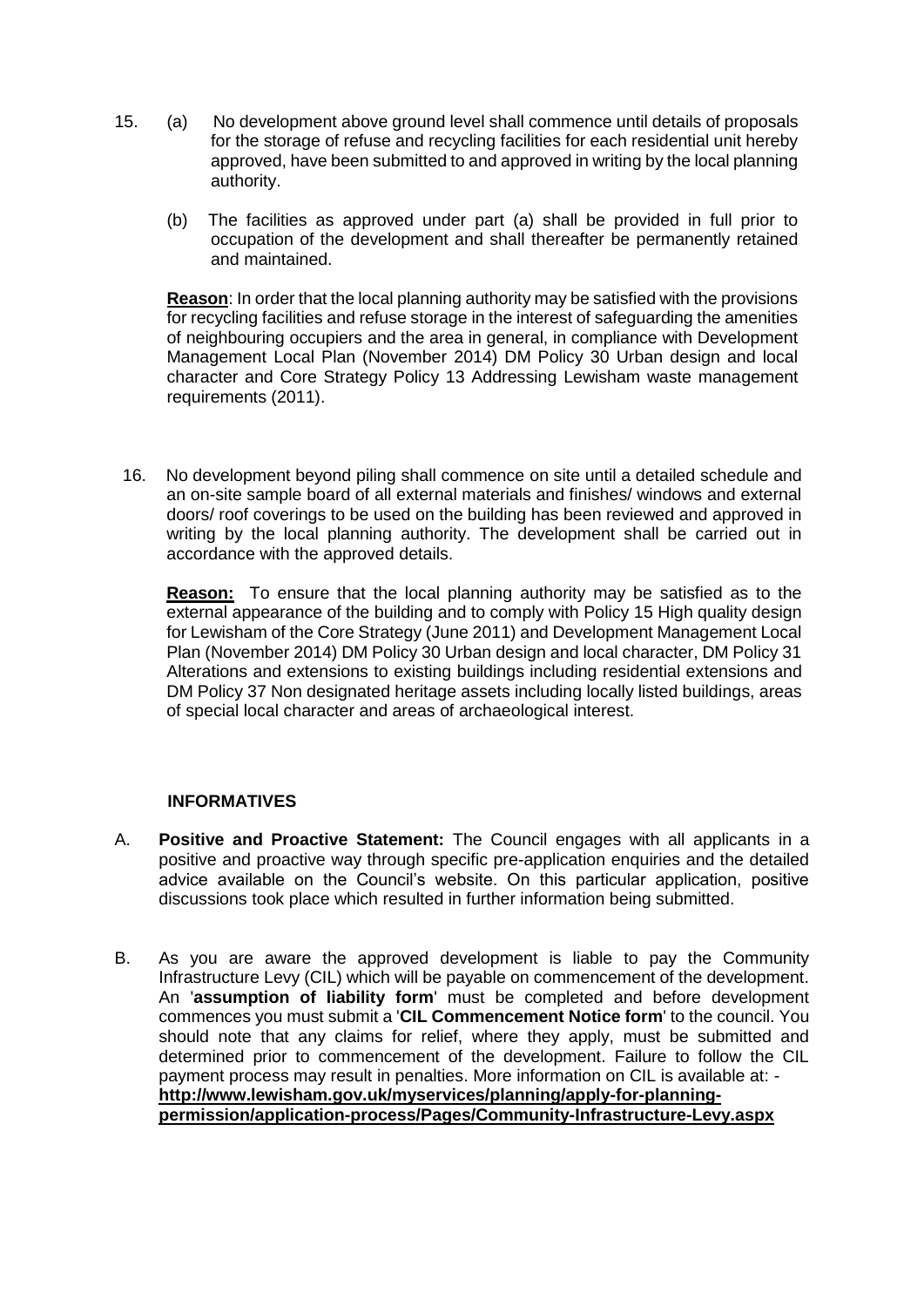15. (a) No development above ground level shall commence until details of proposals for the storage of refuse and recycling facilities for each residential unit hereby approved, have been submitted to and approved in writing by the local planning authority.

    (b) The facilities as approved under part (a) shall be provided in full prior to occupation of the development and shall thereafter be permanently retained and maintained.

    **Reason**: In order that the local planning authority may be satisfied with the provisions for recycling facilities and refuse storage in the interest of safeguarding the amenities of neighbouring occupiers and the area in general, in compliance with Development Management Local Plan (November 2014) DM Policy 30 Urban design and local character and Core Strategy Policy 13 Addressing Lewisham waste management requirements (2011).

16. No development beyond piling shall commence on site until a detailed schedule and an on-site sample board of all external materials and finishes/ windows and external doors/ roof coverings to be used on the building has been reviewed and approved in writing by the local planning authority. The development shall be carried out in accordance with the approved details.

    **Reason:** To ensure that the local planning authority may be satisfied as to the external appearance of the building and to comply with Policy 15 High quality design for Lewisham of the Core Strategy (June 2011) and Development Management Local Plan (November 2014) DM Policy 30 Urban design and local character, DM Policy 31 Alterations and extensions to existing buildings including residential extensions and DM Policy 37 Non designated heritage assets including locally listed buildings, areas of special local character and areas of archaeological interest.

## INFORMATIVES

A. **Positive and Proactive Statement:** The Council engages with all applicants in a positive and proactive way through specific pre-application enquiries and the detailed advice available on the Council's website. On this particular application, positive discussions took place which resulted in further information being submitted.

B. As you are aware the approved development is liable to pay the Community Infrastructure Levy (CIL) which will be payable on commencement of the development. An '**assumption of liability form**' must be completed and before development commences you must submit a '**CIL Commencement Notice form**' to the council. You should note that any claims for relief, where they apply, must be submitted and determined prior to commencement of the development. Failure to follow the CIL payment process may result in penalties. More information on CIL is available at: - **http://www.lewisham.gov.uk/myservices/planning/apply-for-planning-permission/application-process/Pages/Community-Infrastructure-Levy.aspx**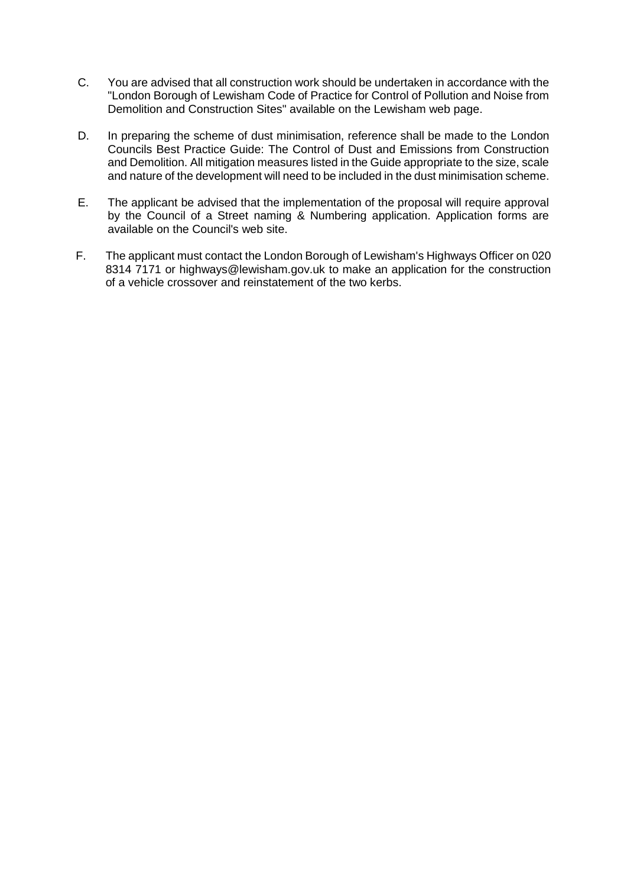C. You are advised that all construction work should be undertaken in accordance with the "London Borough of Lewisham Code of Practice for Control of Pollution and Noise from Demolition and Construction Sites" available on the Lewisham web page.

D. In preparing the scheme of dust minimisation, reference shall be made to the London Councils Best Practice Guide: The Control of Dust and Emissions from Construction and Demolition. All mitigation measures listed in the Guide appropriate to the size, scale and nature of the development will need to be included in the dust minimisation scheme.

E. The applicant be advised that the implementation of the proposal will require approval by the Council of a Street naming & Numbering application. Application forms are available on the Council's web site.

F. The applicant must contact the London Borough of Lewisham's Highways Officer on 020 8314 7171 or highways@lewisham.gov.uk to make an application for the construction of a vehicle crossover and reinstatement of the two kerbs.